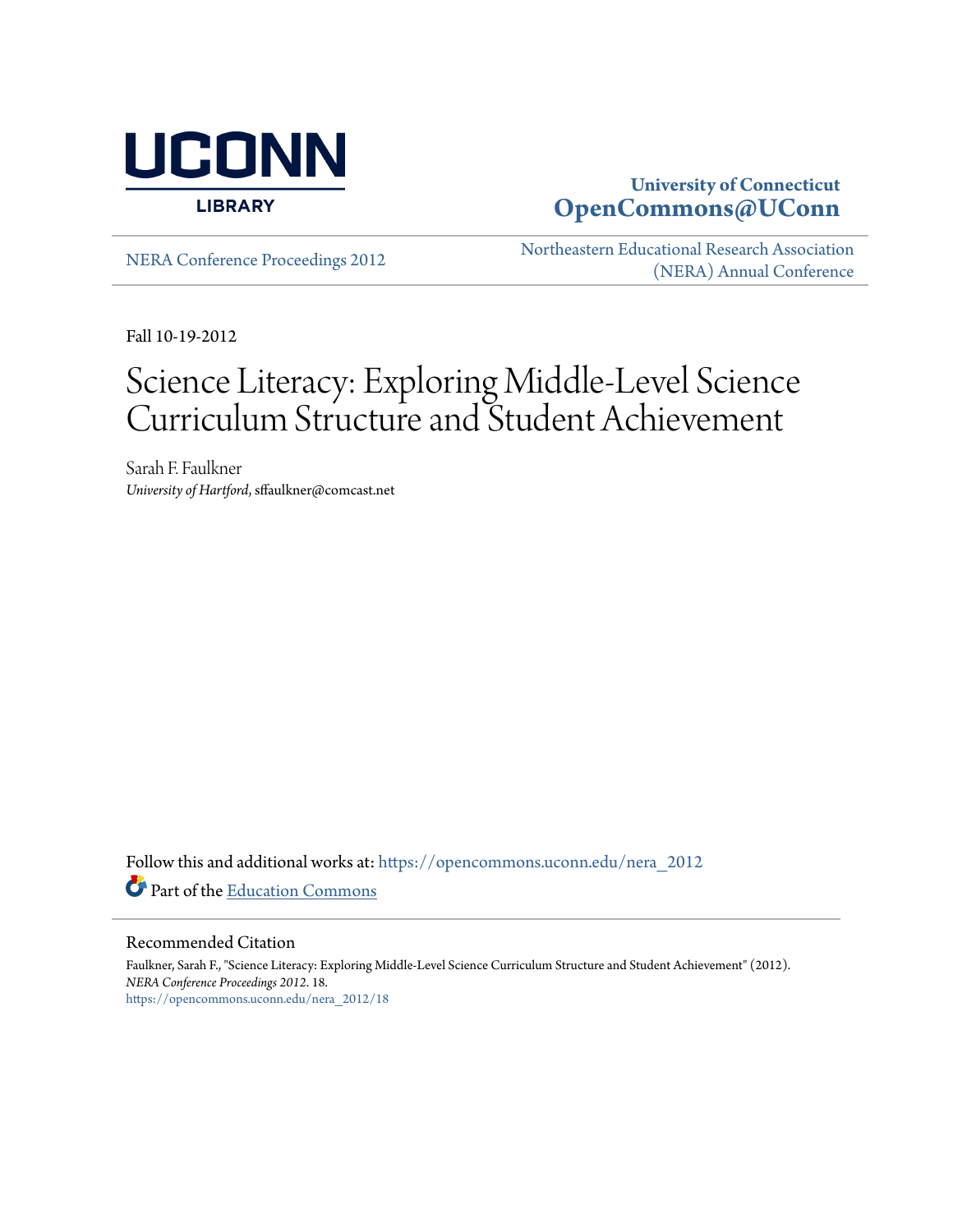University of Connecticut
**OpenCommons@UConn**

NERA Conference Proceedings 2012

Northeastern Educational Research Association (NERA) Annual Conference

Fall 10-19-2012

# Science Literacy: Exploring Middle-Level Science Curriculum Structure and Student Achievement

Sarah F. Faulkner
*University of Hartford*, sffaulkner@comcast.net

Follow this and additional works at: https://opencommons.uconn.edu/nera_2012

Part of the Education Commons

## Recommended Citation

Faulkner, Sarah F., "Science Literacy: Exploring Middle-Level Science Curriculum Structure and Student Achievement" (2012). *NERA Conference Proceedings 2012*. 18.
https://opencommons.uconn.edu/nera_2012/18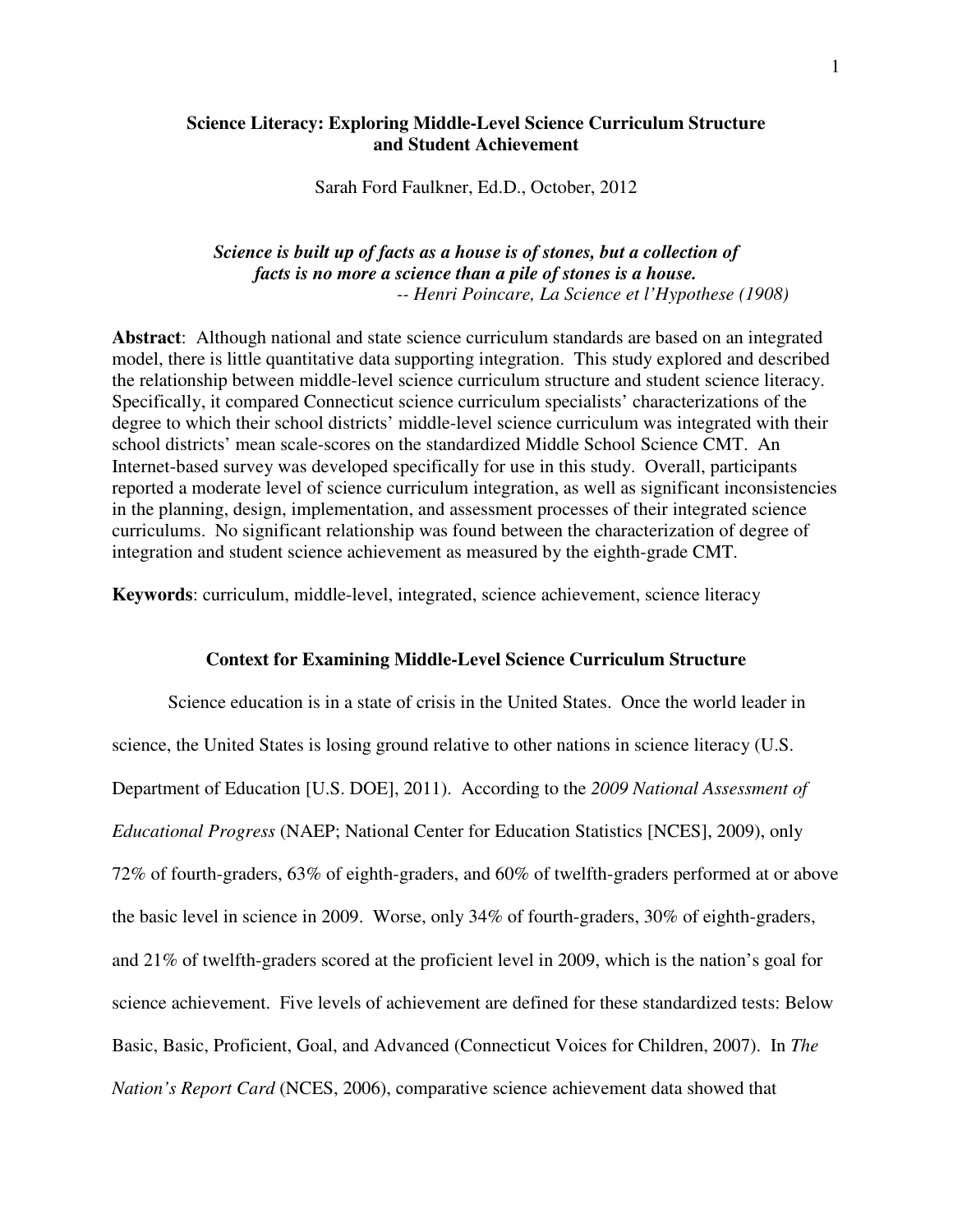# Science Literacy: Exploring Middle-Level Science Curriculum Structure and Student Achievement

Sarah Ford Faulkner, Ed.D., October, 2012

***Science is built up of facts as a house is of stones, but a collection of facts is no more a science than a pile of stones is a house.***
*-- Henri Poincare, La Science et l'Hypothese (1908)*

**Abstract**: Although national and state science curriculum standards are based on an integrated model, there is little quantitative data supporting integration. This study explored and described the relationship between middle-level science curriculum structure and student science literacy. Specifically, it compared Connecticut science curriculum specialists' characterizations of the degree to which their school districts' middle-level science curriculum was integrated with their school districts' mean scale-scores on the standardized Middle School Science CMT. An Internet-based survey was developed specifically for use in this study. Overall, participants reported a moderate level of science curriculum integration, as well as significant inconsistencies in the planning, design, implementation, and assessment processes of their integrated science curriculums. No significant relationship was found between the characterization of degree of integration and student science achievement as measured by the eighth-grade CMT.

**Keywords**: curriculum, middle-level, integrated, science achievement, science literacy

## Context for Examining Middle-Level Science Curriculum Structure

Science education is in a state of crisis in the United States. Once the world leader in science, the United States is losing ground relative to other nations in science literacy (U.S. Department of Education [U.S. DOE], 2011). According to the *2009 National Assessment of Educational Progress* (NAEP; National Center for Education Statistics [NCES], 2009), only 72% of fourth-graders, 63% of eighth-graders, and 60% of twelfth-graders performed at or above the basic level in science in 2009. Worse, only 34% of fourth-graders, 30% of eighth-graders, and 21% of twelfth-graders scored at the proficient level in 2009, which is the nation's goal for science achievement. Five levels of achievement are defined for these standardized tests: Below Basic, Basic, Proficient, Goal, and Advanced (Connecticut Voices for Children, 2007). In *The Nation's Report Card* (NCES, 2006), comparative science achievement data showed that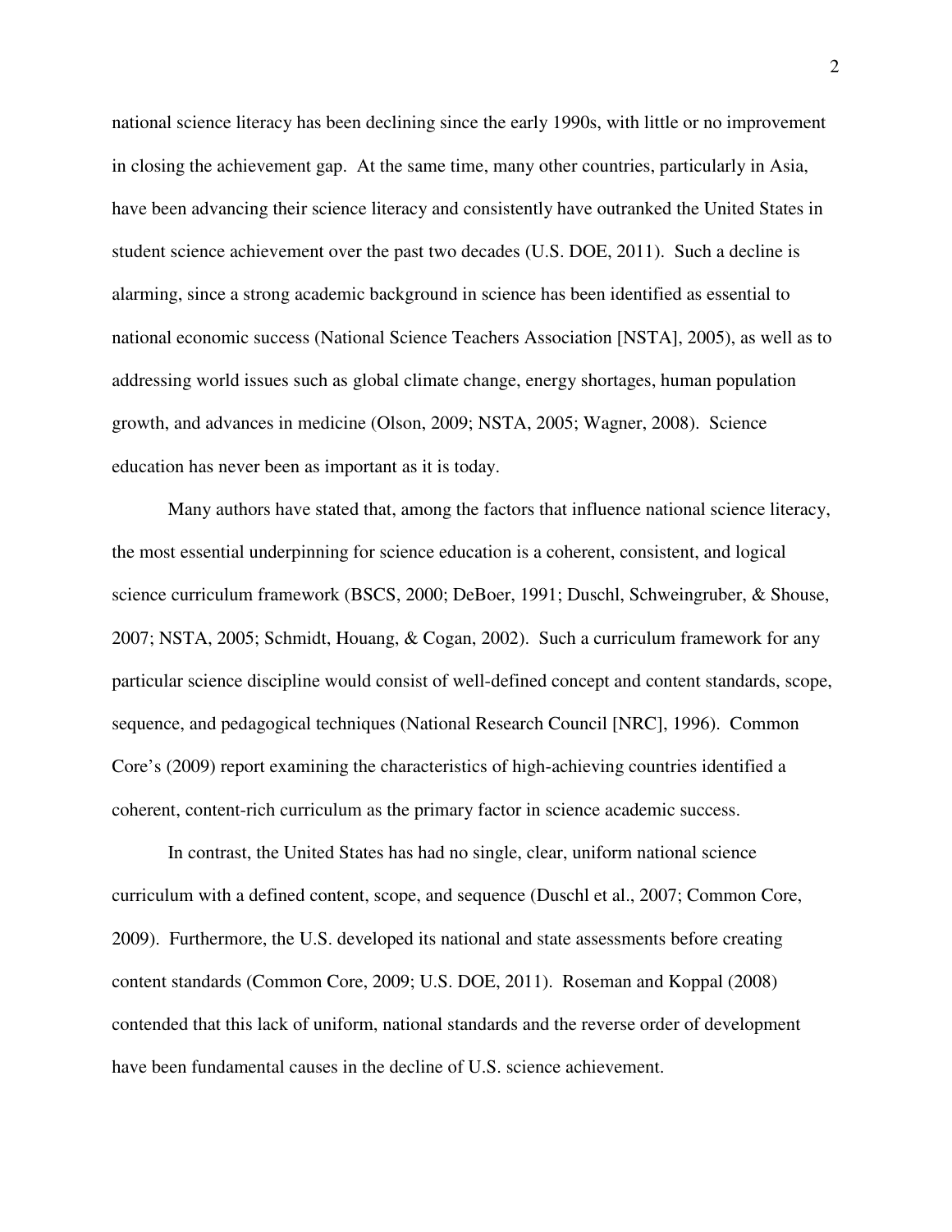national science literacy has been declining since the early 1990s, with little or no improvement in closing the achievement gap. At the same time, many other countries, particularly in Asia, have been advancing their science literacy and consistently have outranked the United States in student science achievement over the past two decades (U.S. DOE, 2011). Such a decline is alarming, since a strong academic background in science has been identified as essential to national economic success (National Science Teachers Association [NSTA], 2005), as well as to addressing world issues such as global climate change, energy shortages, human population growth, and advances in medicine (Olson, 2009; NSTA, 2005; Wagner, 2008). Science education has never been as important as it is today.

Many authors have stated that, among the factors that influence national science literacy, the most essential underpinning for science education is a coherent, consistent, and logical science curriculum framework (BSCS, 2000; DeBoer, 1991; Duschl, Schweingruber, & Shouse, 2007; NSTA, 2005; Schmidt, Houang, & Cogan, 2002). Such a curriculum framework for any particular science discipline would consist of well-defined concept and content standards, scope, sequence, and pedagogical techniques (National Research Council [NRC], 1996). Common Core's (2009) report examining the characteristics of high-achieving countries identified a coherent, content-rich curriculum as the primary factor in science academic success.

In contrast, the United States has had no single, clear, uniform national science curriculum with a defined content, scope, and sequence (Duschl et al., 2007; Common Core, 2009). Furthermore, the U.S. developed its national and state assessments before creating content standards (Common Core, 2009; U.S. DOE, 2011). Roseman and Koppal (2008) contended that this lack of uniform, national standards and the reverse order of development have been fundamental causes in the decline of U.S. science achievement.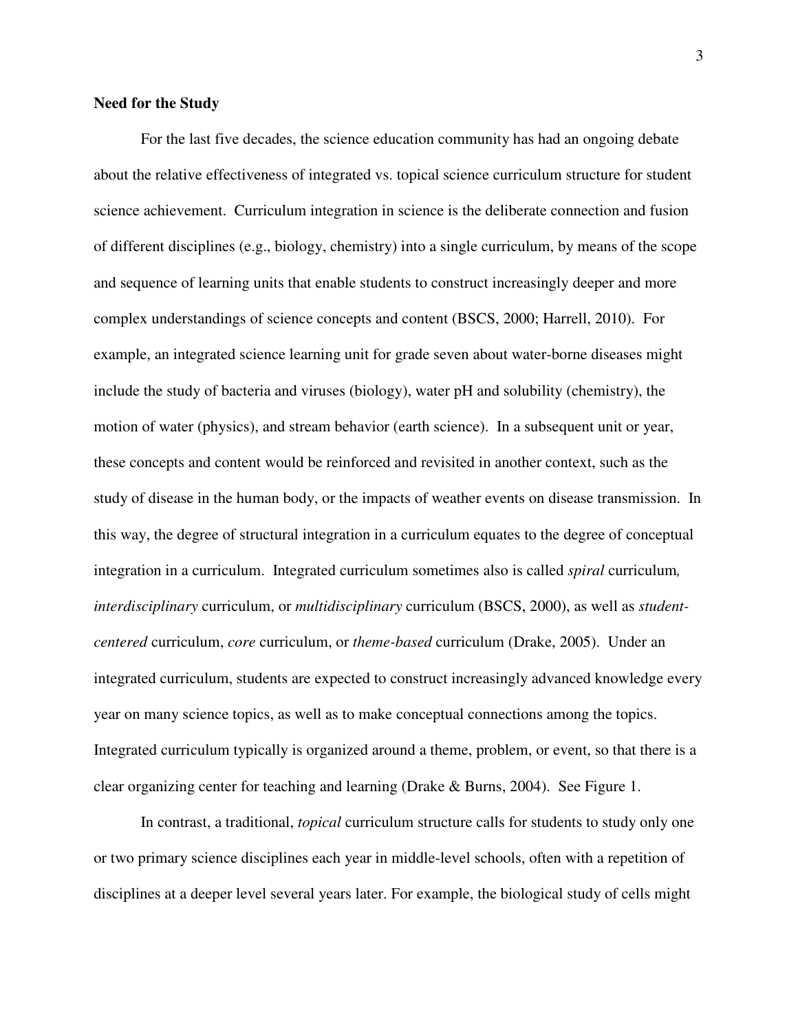**Need for the Study**

For the last five decades, the science education community has had an ongoing debate about the relative effectiveness of integrated vs. topical science curriculum structure for student science achievement. Curriculum integration in science is the deliberate connection and fusion of different disciplines (e.g., biology, chemistry) into a single curriculum, by means of the scope and sequence of learning units that enable students to construct increasingly deeper and more complex understandings of science concepts and content (BSCS, 2000; Harrell, 2010). For example, an integrated science learning unit for grade seven about water-borne diseases might include the study of bacteria and viruses (biology), water pH and solubility (chemistry), the motion of water (physics), and stream behavior (earth science). In a subsequent unit or year, these concepts and content would be reinforced and revisited in another context, such as the study of disease in the human body, or the impacts of weather events on disease transmission. In this way, the degree of structural integration in a curriculum equates to the degree of conceptual integration in a curriculum. Integrated curriculum sometimes also is called *spiral* curriculum, *interdisciplinary* curriculum, or *multidisciplinary* curriculum (BSCS, 2000), as well as *student-centered* curriculum, *core* curriculum, or *theme-based* curriculum (Drake, 2005). Under an integrated curriculum, students are expected to construct increasingly advanced knowledge every year on many science topics, as well as to make conceptual connections among the topics. Integrated curriculum typically is organized around a theme, problem, or event, so that there is a clear organizing center for teaching and learning (Drake & Burns, 2004). See Figure 1.

In contrast, a traditional, *topical* curriculum structure calls for students to study only one or two primary science disciplines each year in middle-level schools, often with a repetition of disciplines at a deeper level several years later. For example, the biological study of cells might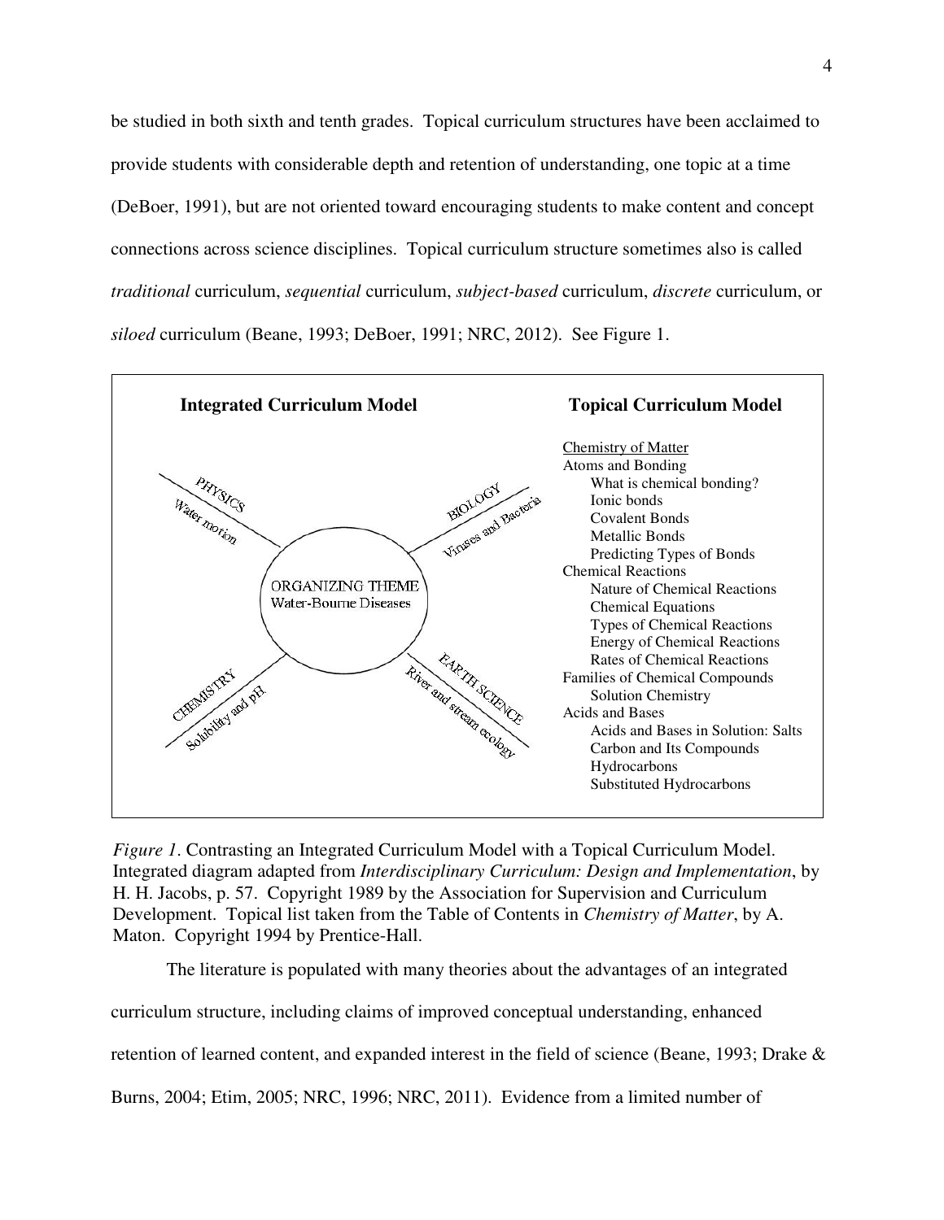be studied in both sixth and tenth grades. Topical curriculum structures have been acclaimed to provide students with considerable depth and retention of understanding, one topic at a time (DeBoer, 1991), but are not oriented toward encouraging students to make content and concept connections across science disciplines. Topical curriculum structure sometimes also is called *traditional* curriculum, *sequential* curriculum, *subject-based* curriculum, *discrete* curriculum, or *siloed* curriculum (Beane, 1993; DeBoer, 1991; NRC, 2012). See Figure 1.

**Integrated Curriculum Model**

ORGANIZING THEME
Water-Bourne Diseases

- PHYSICS — Water motion
- BIOLOGY — Viruses and Bacteria
- CHEMISTRY — Solubility and pH
- EARTH SCIENCE — River and stream ecology

**Topical Curriculum Model**

Chemistry of Matter
- Atoms and Bonding
  - What is chemical bonding?
  - Ionic bonds
  - Covalent Bonds
  - Metallic Bonds
  - Predicting Types of Bonds
- Chemical Reactions
  - Nature of Chemical Reactions
  - Chemical Equations
  - Types of Chemical Reactions
  - Energy of Chemical Reactions
  - Rates of Chemical Reactions
- Families of Chemical Compounds
  - Solution Chemistry
- Acids and Bases
  - Acids and Bases in Solution: Salts
  - Carbon and Its Compounds
  - Hydrocarbons
  - Substituted Hydrocarbons

*Figure 1*. Contrasting an Integrated Curriculum Model with a Topical Curriculum Model. Integrated diagram adapted from *Interdisciplinary Curriculum: Design and Implementation*, by H. H. Jacobs, p. 57. Copyright 1989 by the Association for Supervision and Curriculum Development. Topical list taken from the Table of Contents in *Chemistry of Matter*, by A. Maton. Copyright 1994 by Prentice-Hall.

The literature is populated with many theories about the advantages of an integrated curriculum structure, including claims of improved conceptual understanding, enhanced retention of learned content, and expanded interest in the field of science (Beane, 1993; Drake & Burns, 2004; Etim, 2005; NRC, 1996; NRC, 2011). Evidence from a limited number of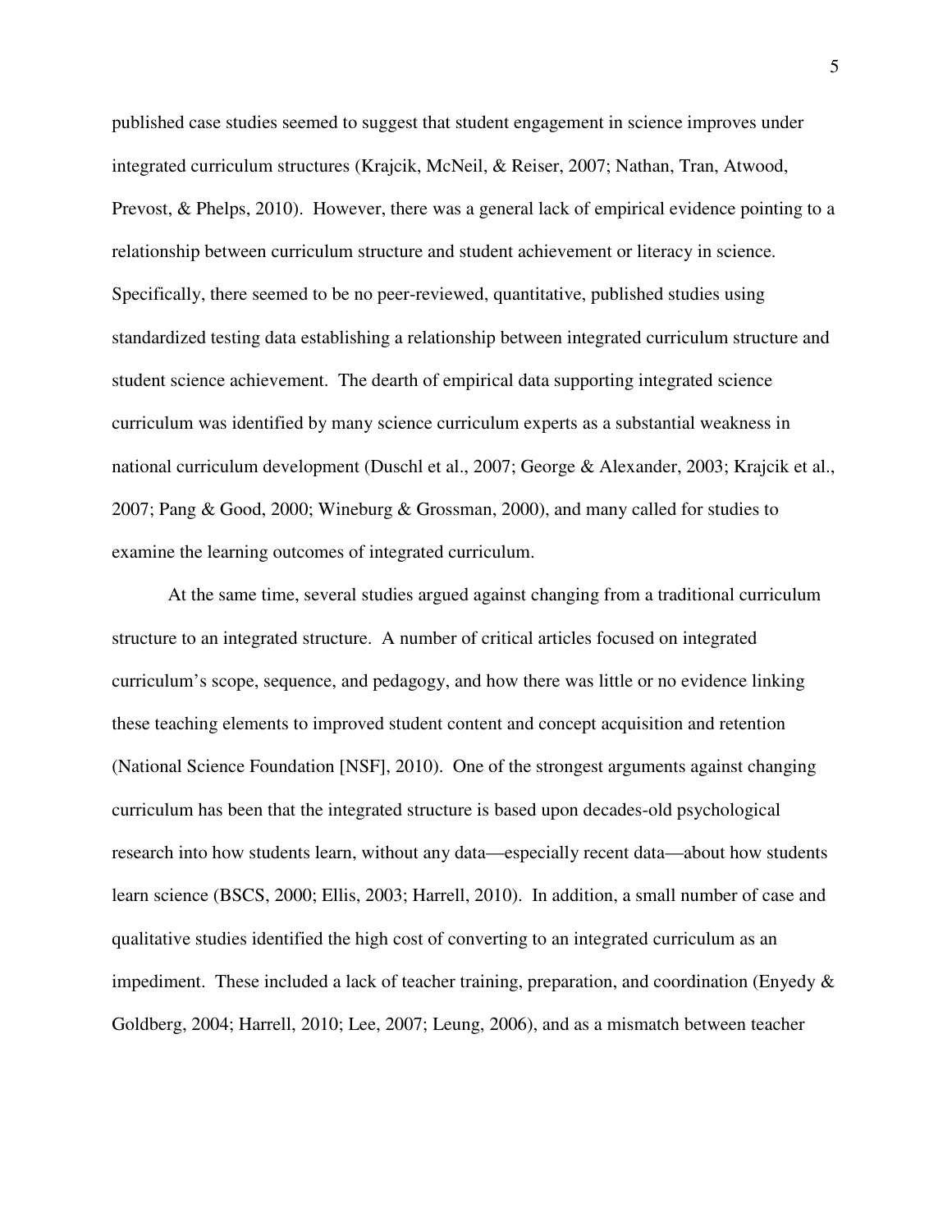published case studies seemed to suggest that student engagement in science improves under integrated curriculum structures (Krajcik, McNeil, & Reiser, 2007; Nathan, Tran, Atwood, Prevost, & Phelps, 2010). However, there was a general lack of empirical evidence pointing to a relationship between curriculum structure and student achievement or literacy in science. Specifically, there seemed to be no peer-reviewed, quantitative, published studies using standardized testing data establishing a relationship between integrated curriculum structure and student science achievement. The dearth of empirical data supporting integrated science curriculum was identified by many science curriculum experts as a substantial weakness in national curriculum development (Duschl et al., 2007; George & Alexander, 2003; Krajcik et al., 2007; Pang & Good, 2000; Wineburg & Grossman, 2000), and many called for studies to examine the learning outcomes of integrated curriculum.

At the same time, several studies argued against changing from a traditional curriculum structure to an integrated structure. A number of critical articles focused on integrated curriculum's scope, sequence, and pedagogy, and how there was little or no evidence linking these teaching elements to improved student content and concept acquisition and retention (National Science Foundation [NSF], 2010). One of the strongest arguments against changing curriculum has been that the integrated structure is based upon decades-old psychological research into how students learn, without any data—especially recent data—about how students learn science (BSCS, 2000; Ellis, 2003; Harrell, 2010). In addition, a small number of case and qualitative studies identified the high cost of converting to an integrated curriculum as an impediment. These included a lack of teacher training, preparation, and coordination (Enyedy & Goldberg, 2004; Harrell, 2010; Lee, 2007; Leung, 2006), and as a mismatch between teacher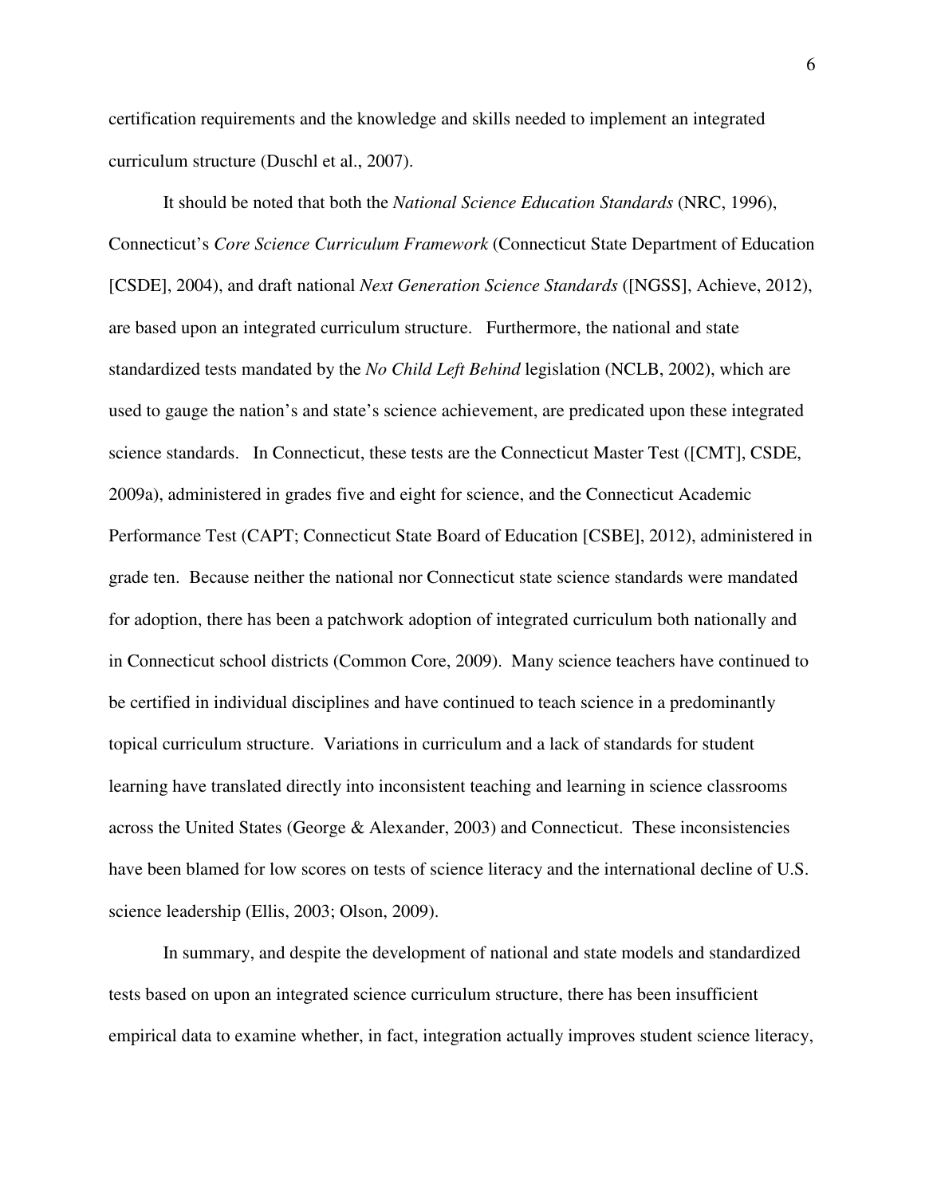certification requirements and the knowledge and skills needed to implement an integrated curriculum structure (Duschl et al., 2007).

It should be noted that both the *National Science Education Standards* (NRC, 1996), Connecticut's *Core Science Curriculum Framework* (Connecticut State Department of Education [CSDE], 2004), and draft national *Next Generation Science Standards* ([NGSS], Achieve, 2012), are based upon an integrated curriculum structure. Furthermore, the national and state standardized tests mandated by the *No Child Left Behind* legislation (NCLB, 2002), which are used to gauge the nation's and state's science achievement, are predicated upon these integrated science standards. In Connecticut, these tests are the Connecticut Master Test ([CMT], CSDE, 2009a), administered in grades five and eight for science, and the Connecticut Academic Performance Test (CAPT; Connecticut State Board of Education [CSBE], 2012), administered in grade ten. Because neither the national nor Connecticut state science standards were mandated for adoption, there has been a patchwork adoption of integrated curriculum both nationally and in Connecticut school districts (Common Core, 2009). Many science teachers have continued to be certified in individual disciplines and have continued to teach science in a predominantly topical curriculum structure. Variations in curriculum and a lack of standards for student learning have translated directly into inconsistent teaching and learning in science classrooms across the United States (George & Alexander, 2003) and Connecticut. These inconsistencies have been blamed for low scores on tests of science literacy and the international decline of U.S. science leadership (Ellis, 2003; Olson, 2009).

In summary, and despite the development of national and state models and standardized tests based on upon an integrated science curriculum structure, there has been insufficient empirical data to examine whether, in fact, integration actually improves student science literacy,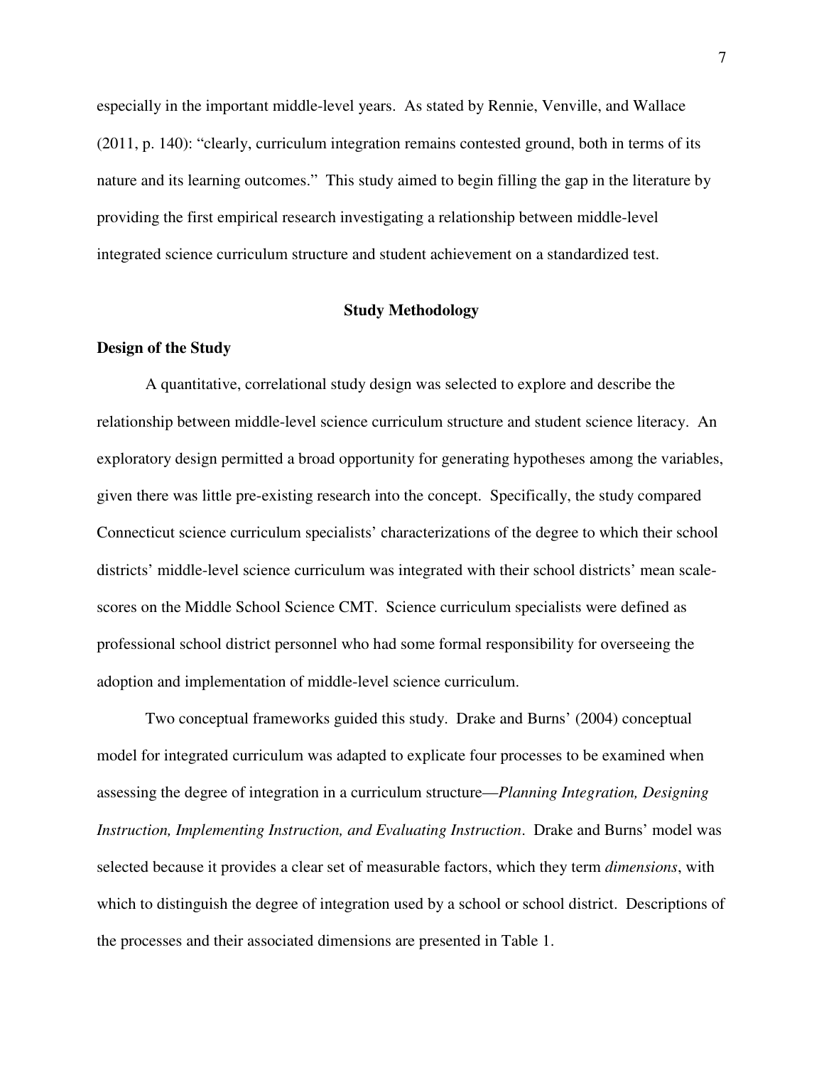especially in the important middle-level years. As stated by Rennie, Venville, and Wallace (2011, p. 140): "clearly, curriculum integration remains contested ground, both in terms of its nature and its learning outcomes." This study aimed to begin filling the gap in the literature by providing the first empirical research investigating a relationship between middle-level integrated science curriculum structure and student achievement on a standardized test.

## Study Methodology

### Design of the Study

A quantitative, correlational study design was selected to explore and describe the relationship between middle-level science curriculum structure and student science literacy. An exploratory design permitted a broad opportunity for generating hypotheses among the variables, given there was little pre-existing research into the concept. Specifically, the study compared Connecticut science curriculum specialists' characterizations of the degree to which their school districts' middle-level science curriculum was integrated with their school districts' mean scale-scores on the Middle School Science CMT. Science curriculum specialists were defined as professional school district personnel who had some formal responsibility for overseeing the adoption and implementation of middle-level science curriculum.

Two conceptual frameworks guided this study. Drake and Burns' (2004) conceptual model for integrated curriculum was adapted to explicate four processes to be examined when assessing the degree of integration in a curriculum structure—*Planning Integration, Designing Instruction, Implementing Instruction, and Evaluating Instruction*. Drake and Burns' model was selected because it provides a clear set of measurable factors, which they term *dimensions*, with which to distinguish the degree of integration used by a school or school district. Descriptions of the processes and their associated dimensions are presented in Table 1.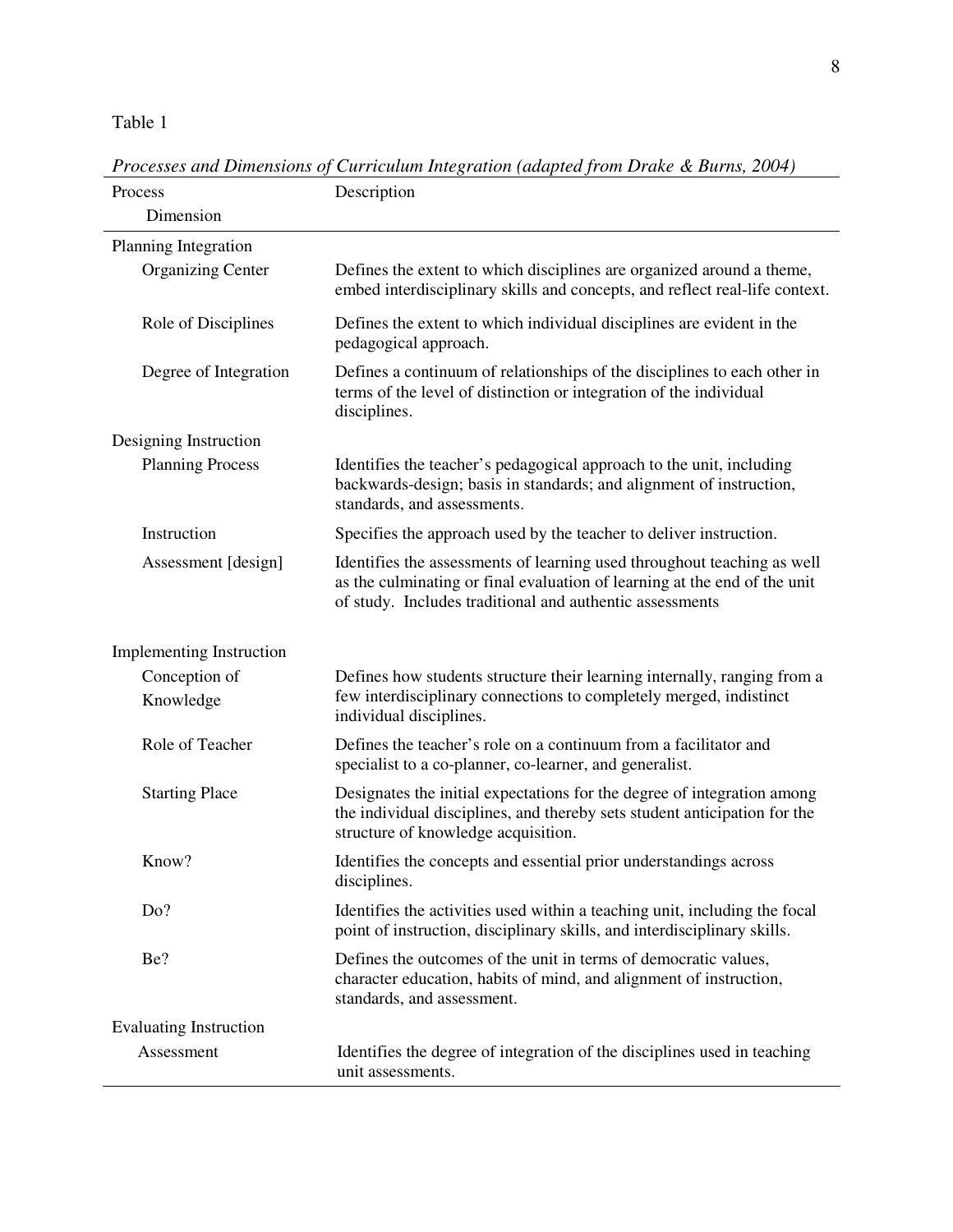Table 1

*Processes and Dimensions of Curriculum Integration (adapted from Drake & Burns, 2004)*

| Process<br>Dimension | Description |
|---|---|
| Planning Integration | |
| Organizing Center | Defines the extent to which disciplines are organized around a theme, embed interdisciplinary skills and concepts, and reflect real-life context. |
| Role of Disciplines | Defines the extent to which individual disciplines are evident in the pedagogical approach. |
| Degree of Integration | Defines a continuum of relationships of the disciplines to each other in terms of the level of distinction or integration of the individual disciplines. |
| Designing Instruction | |
| Planning Process | Identifies the teacher's pedagogical approach to the unit, including backwards-design; basis in standards; and alignment of instruction, standards, and assessments. |
| Instruction | Specifies the approach used by the teacher to deliver instruction. |
| Assessment [design] | Identifies the assessments of learning used throughout teaching as well as the culminating or final evaluation of learning at the end of the unit of study. Includes traditional and authentic assessments |
| Implementing Instruction | |
| Conception of Knowledge | Defines how students structure their learning internally, ranging from a few interdisciplinary connections to completely merged, indistinct individual disciplines. |
| Role of Teacher | Defines the teacher's role on a continuum from a facilitator and specialist to a co-planner, co-learner, and generalist. |
| Starting Place | Designates the initial expectations for the degree of integration among the individual disciplines, and thereby sets student anticipation for the structure of knowledge acquisition. |
| Know? | Identifies the concepts and essential prior understandings across disciplines. |
| Do? | Identifies the activities used within a teaching unit, including the focal point of instruction, disciplinary skills, and interdisciplinary skills. |
| Be? | Defines the outcomes of the unit in terms of democratic values, character education, habits of mind, and alignment of instruction, standards, and assessment. |
| Evaluating Instruction | |
| Assessment | Identifies the degree of integration of the disciplines used in teaching unit assessments. |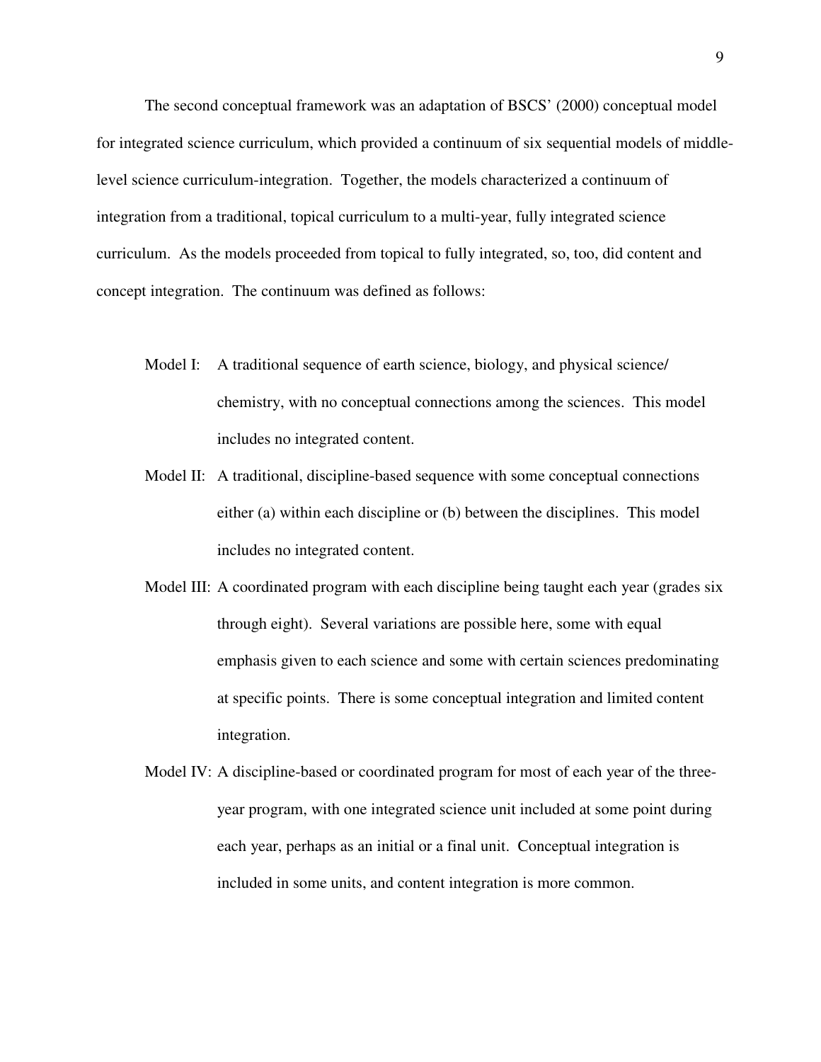The second conceptual framework was an adaptation of BSCS' (2000) conceptual model for integrated science curriculum, which provided a continuum of six sequential models of middle-level science curriculum-integration. Together, the models characterized a continuum of integration from a traditional, topical curriculum to a multi-year, fully integrated science curriculum. As the models proceeded from topical to fully integrated, so, too, did content and concept integration. The continuum was defined as follows:

Model I: A traditional sequence of earth science, biology, and physical science/ chemistry, with no conceptual connections among the sciences. This model includes no integrated content.

Model II: A traditional, discipline-based sequence with some conceptual connections either (a) within each discipline or (b) between the disciplines. This model includes no integrated content.

Model III: A coordinated program with each discipline being taught each year (grades six through eight). Several variations are possible here, some with equal emphasis given to each science and some with certain sciences predominating at specific points. There is some conceptual integration and limited content integration.

Model IV: A discipline-based or coordinated program for most of each year of the three-year program, with one integrated science unit included at some point during each year, perhaps as an initial or a final unit. Conceptual integration is included in some units, and content integration is more common.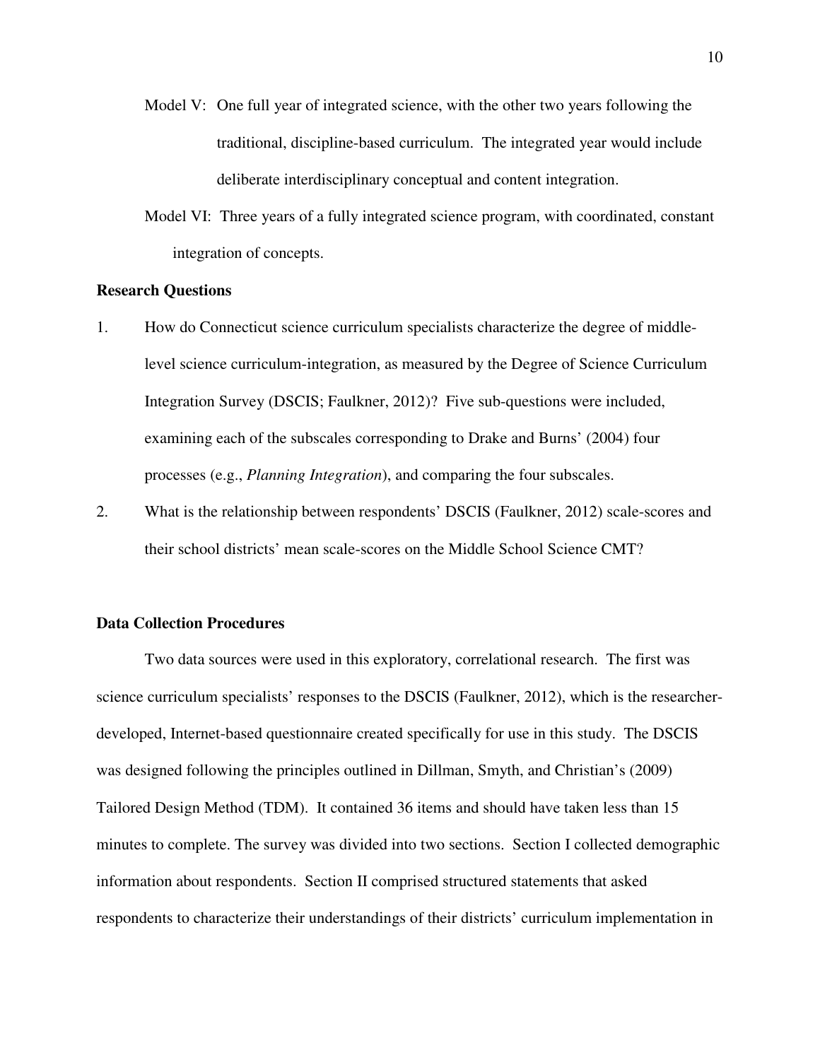Model V: One full year of integrated science, with the other two years following the traditional, discipline-based curriculum. The integrated year would include deliberate interdisciplinary conceptual and content integration.

Model VI: Three years of a fully integrated science program, with coordinated, constant integration of concepts.

**Research Questions**

1. How do Connecticut science curriculum specialists characterize the degree of middle-level science curriculum-integration, as measured by the Degree of Science Curriculum Integration Survey (DSCIS; Faulkner, 2012)? Five sub-questions were included, examining each of the subscales corresponding to Drake and Burns' (2004) four processes (e.g., *Planning Integration*), and comparing the four subscales.
2. What is the relationship between respondents' DSCIS (Faulkner, 2012) scale-scores and their school districts' mean scale-scores on the Middle School Science CMT?

**Data Collection Procedures**

Two data sources were used in this exploratory, correlational research. The first was science curriculum specialists' responses to the DSCIS (Faulkner, 2012), which is the researcher-developed, Internet-based questionnaire created specifically for use in this study. The DSCIS was designed following the principles outlined in Dillman, Smyth, and Christian's (2009) Tailored Design Method (TDM). It contained 36 items and should have taken less than 15 minutes to complete. The survey was divided into two sections. Section I collected demographic information about respondents. Section II comprised structured statements that asked respondents to characterize their understandings of their districts' curriculum implementation in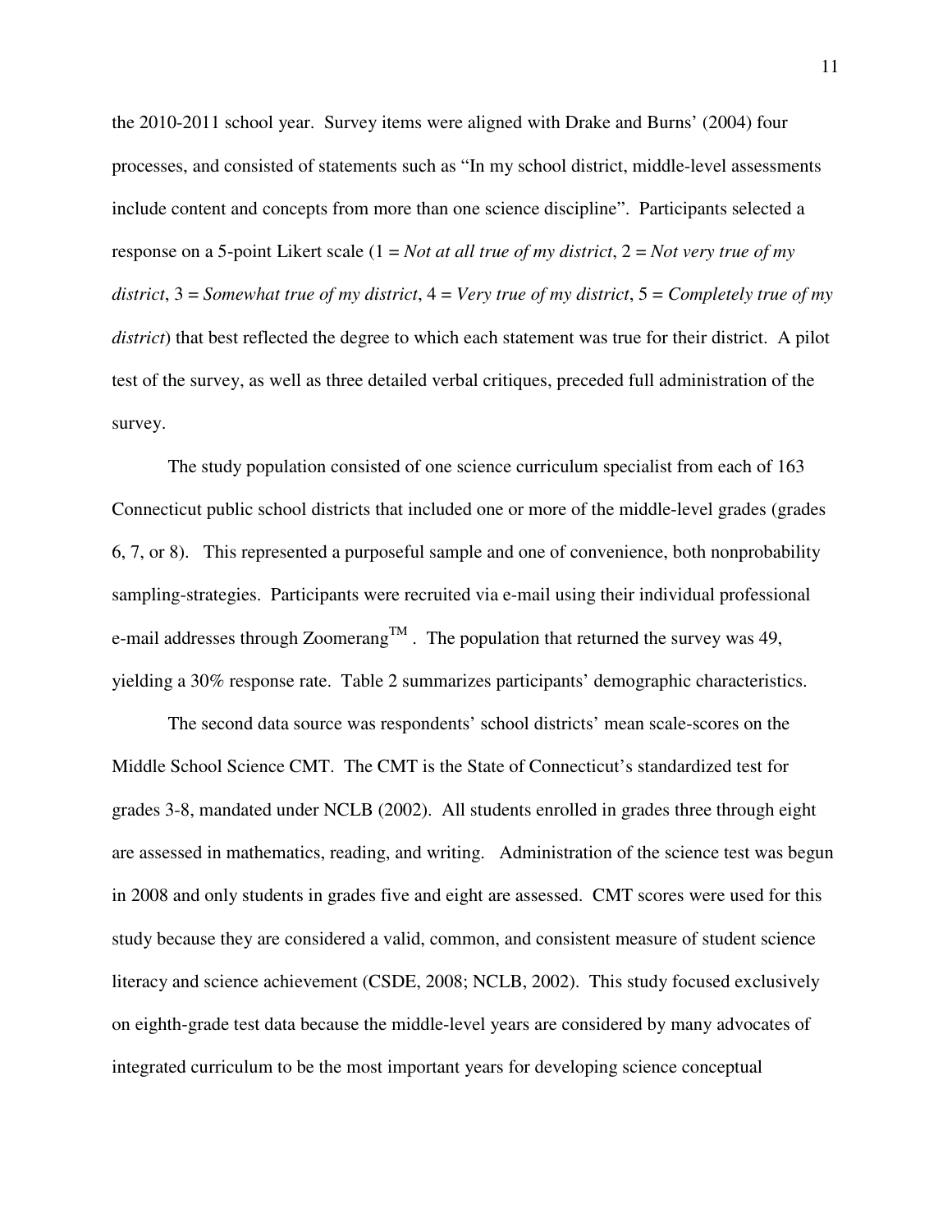the 2010-2011 school year. Survey items were aligned with Drake and Burns' (2004) four processes, and consisted of statements such as "In my school district, middle-level assessments include content and concepts from more than one science discipline". Participants selected a response on a 5-point Likert scale (1 = *Not at all true of my district*, 2 = *Not very true of my district*, 3 = *Somewhat true of my district*, 4 = *Very true of my district*, 5 = *Completely true of my district*) that best reflected the degree to which each statement was true for their district. A pilot test of the survey, as well as three detailed verbal critiques, preceded full administration of the survey.

The study population consisted of one science curriculum specialist from each of 163 Connecticut public school districts that included one or more of the middle-level grades (grades 6, 7, or 8). This represented a purposeful sample and one of convenience, both nonprobability sampling-strategies. Participants were recruited via e-mail using their individual professional e-mail addresses through Zoomerang™. The population that returned the survey was 49, yielding a 30% response rate. Table 2 summarizes participants' demographic characteristics.

The second data source was respondents' school districts' mean scale-scores on the Middle School Science CMT. The CMT is the State of Connecticut's standardized test for grades 3-8, mandated under NCLB (2002). All students enrolled in grades three through eight are assessed in mathematics, reading, and writing. Administration of the science test was begun in 2008 and only students in grades five and eight are assessed. CMT scores were used for this study because they are considered a valid, common, and consistent measure of student science literacy and science achievement (CSDE, 2008; NCLB, 2002). This study focused exclusively on eighth-grade test data because the middle-level years are considered by many advocates of integrated curriculum to be the most important years for developing science conceptual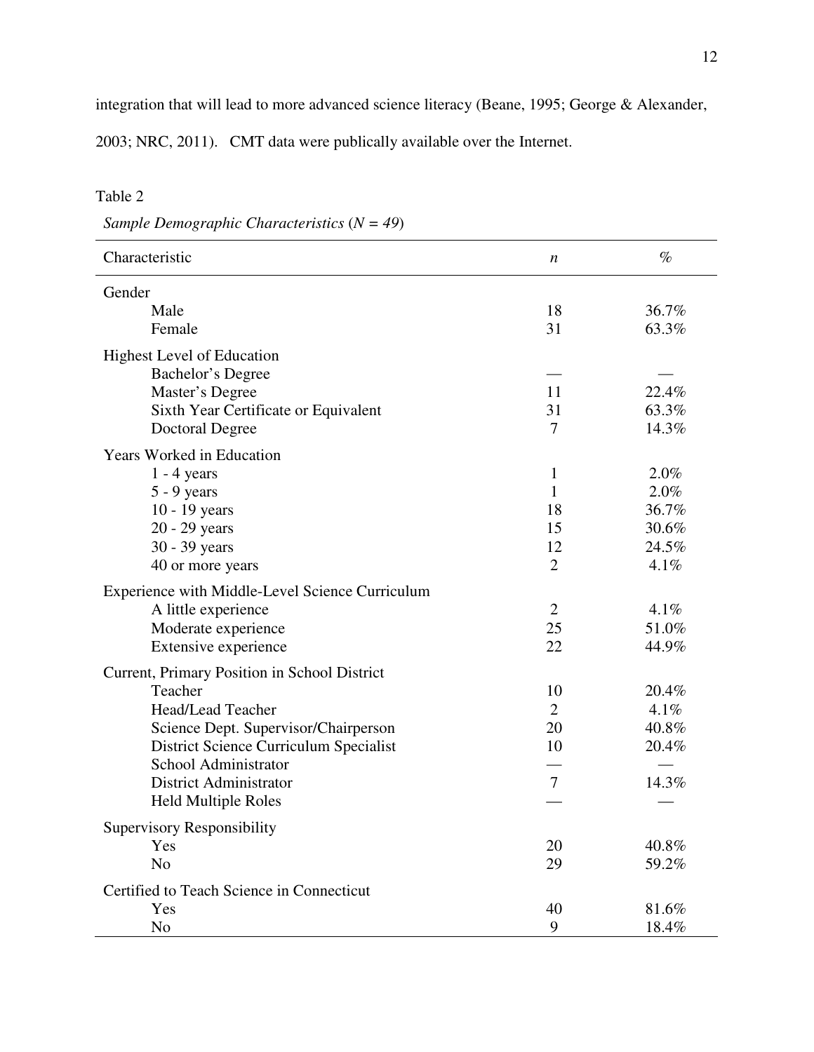integration that will lead to more advanced science literacy (Beane, 1995; George & Alexander, 2003; NRC, 2011). CMT data were publically available over the Internet.

Table 2

*Sample Demographic Characteristics* (*N = 49*)

| Characteristic | *n* | % |
|---|---|---|
| Gender | | |
| Male | 18 | 36.7% |
| Female | 31 | 63.3% |
| Highest Level of Education | | |
| Bachelor's Degree | — | — |
| Master's Degree | 11 | 22.4% |
| Sixth Year Certificate or Equivalent | 31 | 63.3% |
| Doctoral Degree | 7 | 14.3% |
| Years Worked in Education | | |
| 1 - 4 years | 1 | 2.0% |
| 5 - 9 years | 1 | 2.0% |
| 10 - 19 years | 18 | 36.7% |
| 20 - 29 years | 15 | 30.6% |
| 30 - 39 years | 12 | 24.5% |
| 40 or more years | 2 | 4.1% |
| Experience with Middle-Level Science Curriculum | | |
| A little experience | 2 | 4.1% |
| Moderate experience | 25 | 51.0% |
| Extensive experience | 22 | 44.9% |
| Current, Primary Position in School District | | |
| Teacher | 10 | 20.4% |
| Head/Lead Teacher | 2 | 4.1% |
| Science Dept. Supervisor/Chairperson | 20 | 40.8% |
| District Science Curriculum Specialist | 10 | 20.4% |
| School Administrator | — | — |
| District Administrator | 7 | 14.3% |
| Held Multiple Roles | — | — |
| Supervisory Responsibility | | |
| Yes | 20 | 40.8% |
| No | 29 | 59.2% |
| Certified to Teach Science in Connecticut | | |
| Yes | 40 | 81.6% |
| No | 9 | 18.4% |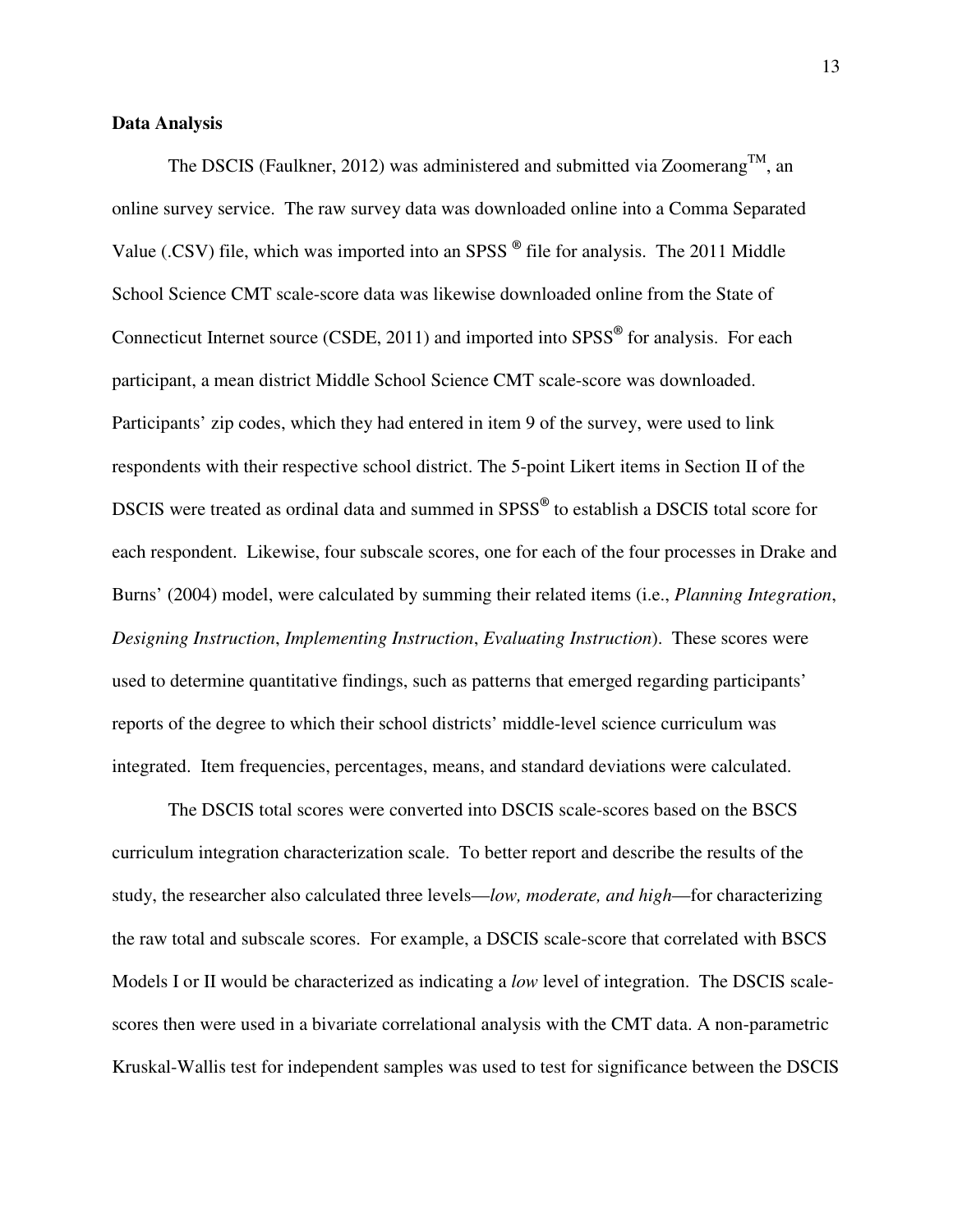**Data Analysis**

The DSCIS (Faulkner, 2012) was administered and submitted via Zoomerang™, an online survey service. The raw survey data was downloaded online into a Comma Separated Value (.CSV) file, which was imported into an SPSS ® file for analysis. The 2011 Middle School Science CMT scale-score data was likewise downloaded online from the State of Connecticut Internet source (CSDE, 2011) and imported into SPSS® for analysis. For each participant, a mean district Middle School Science CMT scale-score was downloaded. Participants' zip codes, which they had entered in item 9 of the survey, were used to link respondents with their respective school district. The 5-point Likert items in Section II of the DSCIS were treated as ordinal data and summed in SPSS® to establish a DSCIS total score for each respondent. Likewise, four subscale scores, one for each of the four processes in Drake and Burns' (2004) model, were calculated by summing their related items (i.e., *Planning Integration*, *Designing Instruction*, *Implementing Instruction*, *Evaluating Instruction*). These scores were used to determine quantitative findings, such as patterns that emerged regarding participants' reports of the degree to which their school districts' middle-level science curriculum was integrated. Item frequencies, percentages, means, and standard deviations were calculated.

The DSCIS total scores were converted into DSCIS scale-scores based on the BSCS curriculum integration characterization scale. To better report and describe the results of the study, the researcher also calculated three levels—*low, moderate, and high*—for characterizing the raw total and subscale scores. For example, a DSCIS scale-score that correlated with BSCS Models I or II would be characterized as indicating a *low* level of integration. The DSCIS scale-scores then were used in a bivariate correlational analysis with the CMT data. A non-parametric Kruskal-Wallis test for independent samples was used to test for significance between the DSCIS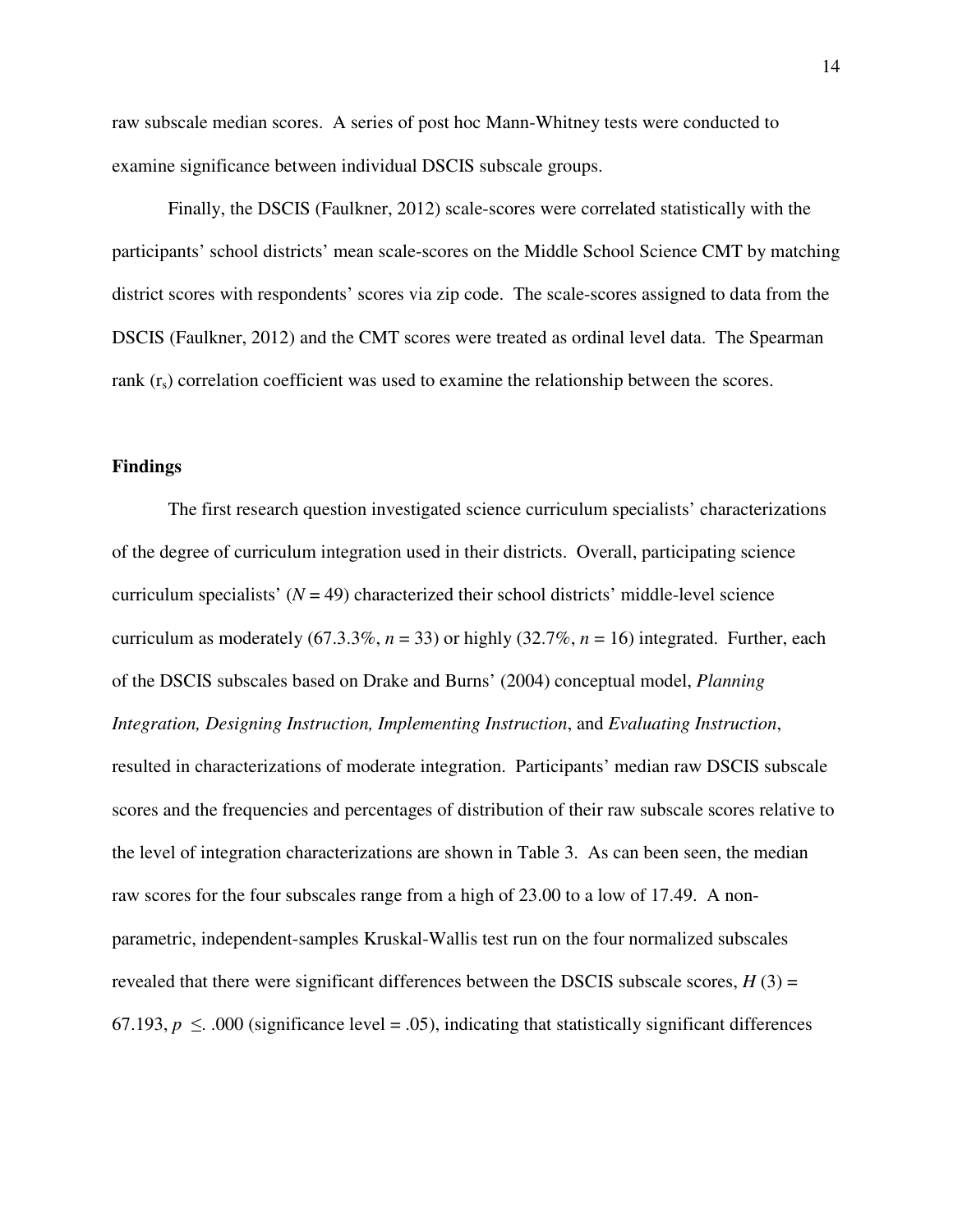raw subscale median scores. A series of post hoc Mann-Whitney tests were conducted to examine significance between individual DSCIS subscale groups.

Finally, the DSCIS (Faulkner, 2012) scale-scores were correlated statistically with the participants' school districts' mean scale-scores on the Middle School Science CMT by matching district scores with respondents' scores via zip code. The scale-scores assigned to data from the DSCIS (Faulkner, 2012) and the CMT scores were treated as ordinal level data. The Spearman rank ($r_s$) correlation coefficient was used to examine the relationship between the scores.

**Findings**

The first research question investigated science curriculum specialists' characterizations of the degree of curriculum integration used in their districts. Overall, participating science curriculum specialists' ($N = 49$) characterized their school districts' middle-level science curriculum as moderately (67.3.3%, $n = 33$) or highly (32.7%, $n = 16$) integrated. Further, each of the DSCIS subscales based on Drake and Burns' (2004) conceptual model, *Planning Integration, Designing Instruction, Implementing Instruction*, and *Evaluating Instruction*, resulted in characterizations of moderate integration. Participants' median raw DSCIS subscale scores and the frequencies and percentages of distribution of their raw subscale scores relative to the level of integration characterizations are shown in Table 3. As can been seen, the median raw scores for the four subscales range from a high of 23.00 to a low of 17.49. A non-parametric, independent-samples Kruskal-Wallis test run on the four normalized subscales revealed that there were significant differences between the DSCIS subscale scores, $H(3) = 67.193$, $p \leq .000$ (significance level = .05), indicating that statistically significant differences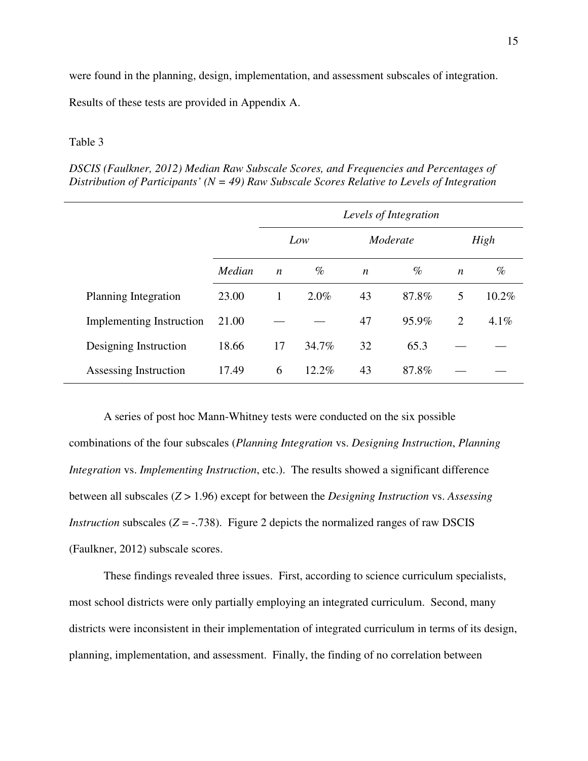were found in the planning, design, implementation, and assessment subscales of integration. Results of these tests are provided in Appendix A.

Table 3

*DSCIS (Faulkner, 2012) Median Raw Subscale Scores, and Frequencies and Percentages of Distribution of Participants' (N = 49) Raw Subscale Scores Relative to Levels of Integration*

| | | *Levels of Integration* | | | | | |
|---|---|---|---|---|---|---|---|
| | | *Low* | | *Moderate* | | *High* | |
| | *Median* | *n* | % | *n* | % | *n* | % |
| Planning Integration | 23.00 | 1 | 2.0% | 43 | 87.8% | 5 | 10.2% |
| Implementing Instruction | 21.00 | — | — | 47 | 95.9% | 2 | 4.1% |
| Designing Instruction | 18.66 | 17 | 34.7% | 32 | 65.3 | — | — |
| Assessing Instruction | 17.49 | 6 | 12.2% | 43 | 87.8% | — | — |

A series of post hoc Mann-Whitney tests were conducted on the six possible combinations of the four subscales (*Planning Integration* vs. *Designing Instruction*, *Planning Integration* vs. *Implementing Instruction*, etc.). The results showed a significant difference between all subscales ($Z > 1.96$) except for between the *Designing Instruction* vs. *Assessing Instruction* subscales ($Z = -.738$). Figure 2 depicts the normalized ranges of raw DSCIS (Faulkner, 2012) subscale scores.

These findings revealed three issues. First, according to science curriculum specialists, most school districts were only partially employing an integrated curriculum. Second, many districts were inconsistent in their implementation of integrated curriculum in terms of its design, planning, implementation, and assessment. Finally, the finding of no correlation between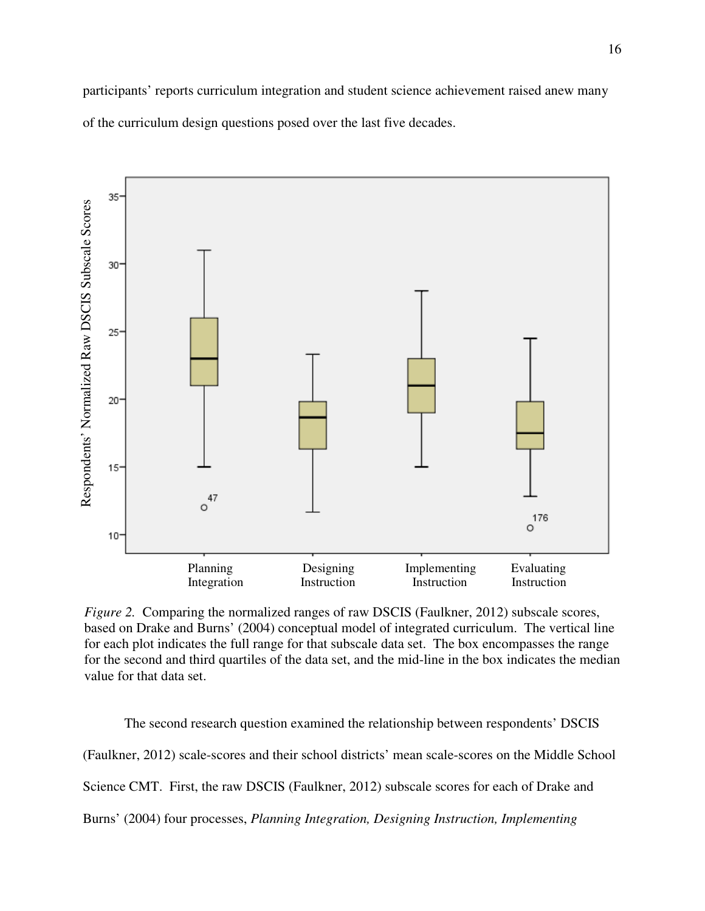participants' reports curriculum integration and student science achievement raised anew many of the curriculum design questions posed over the last five decades.

*Figure 2.* Comparing the normalized ranges of raw DSCIS (Faulkner, 2012) subscale scores, based on Drake and Burns' (2004) conceptual model of integrated curriculum. The vertical line for each plot indicates the full range for that subscale data set. The box encompasses the range for the second and third quartiles of the data set, and the mid-line in the box indicates the median value for that data set.

The second research question examined the relationship between respondents' DSCIS (Faulkner, 2012) scale-scores and their school districts' mean scale-scores on the Middle School Science CMT. First, the raw DSCIS (Faulkner, 2012) subscale scores for each of Drake and Burns' (2004) four processes, *Planning Integration, Designing Instruction, Implementing*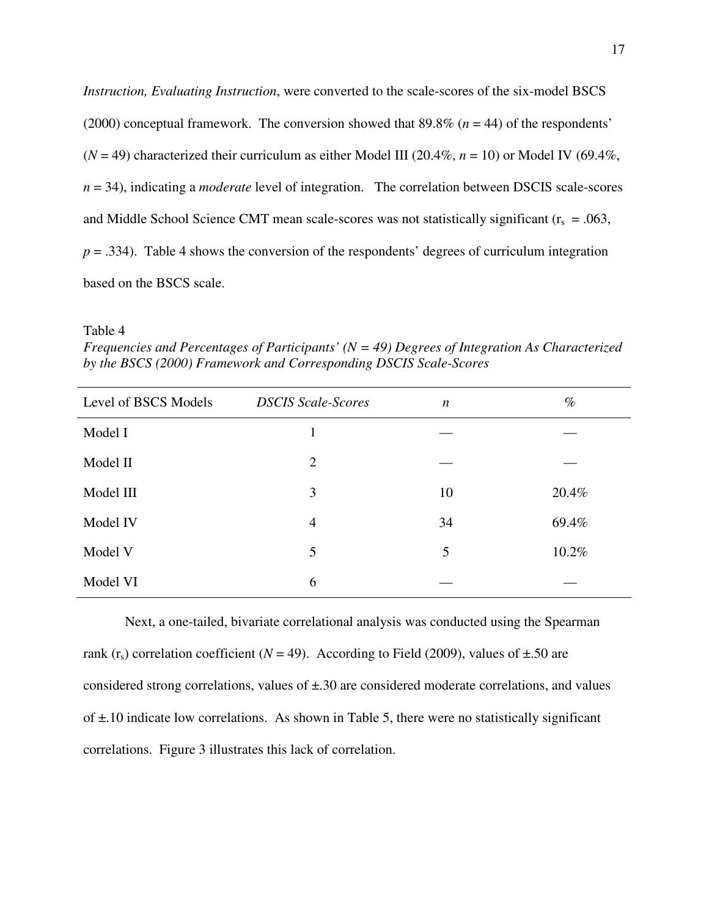*Instruction, Evaluating Instruction*, were converted to the scale-scores of the six-model BSCS (2000) conceptual framework. The conversion showed that 89.8% ($n = 44$) of the respondents' ($N = 49$) characterized their curriculum as either Model III (20.4%, $n = 10$) or Model IV (69.4%, $n = 34$), indicating a *moderate* level of integration. The correlation between DSCIS scale-scores and Middle School Science CMT mean scale-scores was not statistically significant ($r_s = .063$, $p = .334$). Table 4 shows the conversion of the respondents' degrees of curriculum integration based on the BSCS scale.

Table 4
*Frequencies and Percentages of Participants' (N = 49) Degrees of Integration As Characterized by the BSCS (2000) Framework and Corresponding DSCIS Scale-Scores*

| Level of BSCS Models | *DSCIS Scale-Scores* | *n* | % |
|---|---|---|---|
| Model I | 1 | — | — |
| Model II | 2 | — | — |
| Model III | 3 | 10 | 20.4% |
| Model IV | 4 | 34 | 69.4% |
| Model V | 5 | 5 | 10.2% |
| Model VI | 6 | — | — |

Next, a one-tailed, bivariate correlational analysis was conducted using the Spearman rank ($r_s$) correlation coefficient ($N = 49$). According to Field (2009), values of ±.50 are considered strong correlations, values of ±.30 are considered moderate correlations, and values of ±.10 indicate low correlations. As shown in Table 5, there were no statistically significant correlations. Figure 3 illustrates this lack of correlation.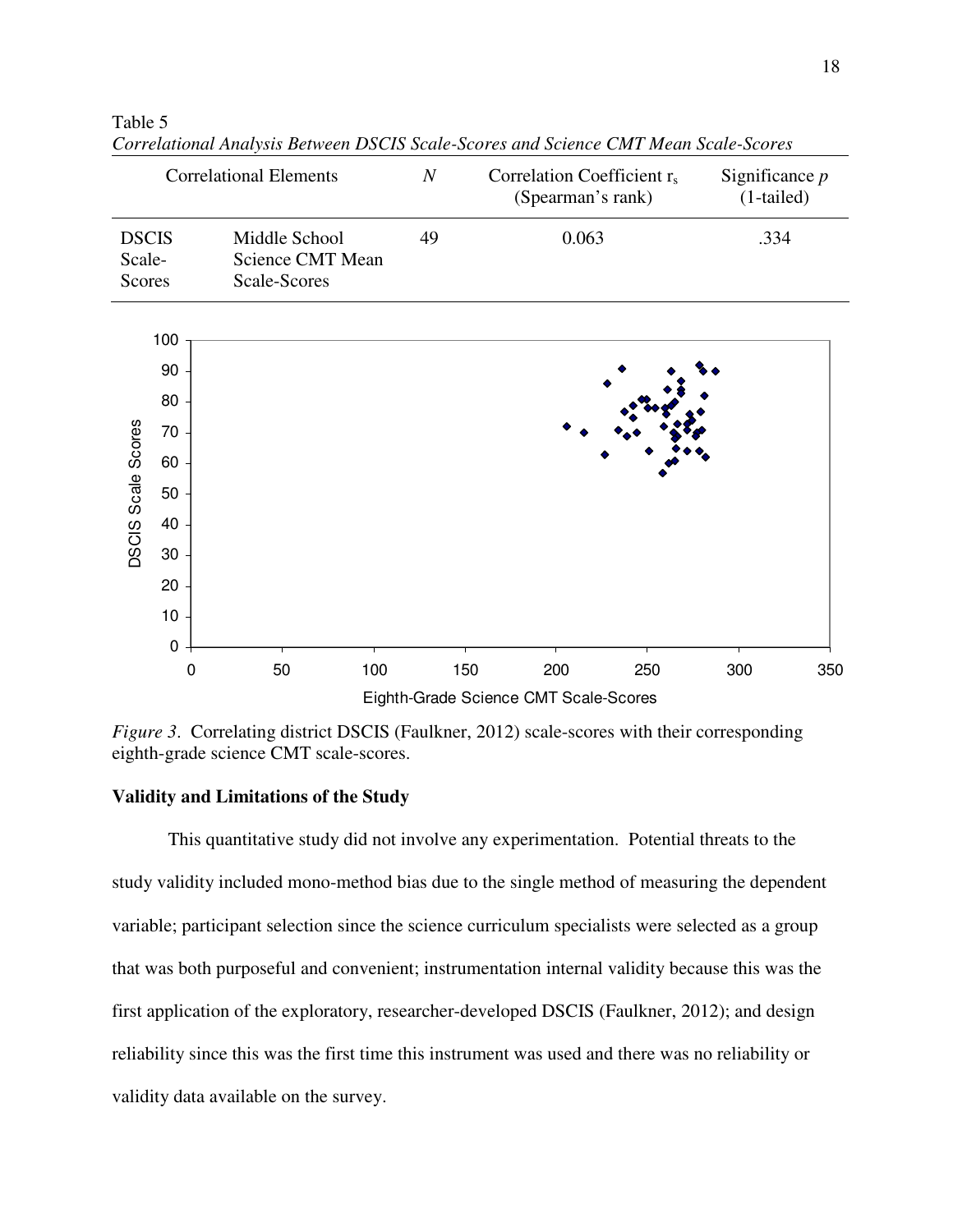Table 5

*Correlational Analysis Between DSCIS Scale-Scores and Science CMT Mean Scale-Scores*

| Correlational Elements | | *N* | Correlation Coefficient $r_s$ (Spearman's rank) | Significance *p* (1-tailed) |
|---|---|---|---|---|
| DSCIS Scale-Scores | Middle School Science CMT Mean Scale-Scores | 49 | 0.063 | .334 |

*Figure 3*. Correlating district DSCIS (Faulkner, 2012) scale-scores with their corresponding eighth-grade science CMT scale-scores.

**Validity and Limitations of the Study**

This quantitative study did not involve any experimentation. Potential threats to the study validity included mono-method bias due to the single method of measuring the dependent variable; participant selection since the science curriculum specialists were selected as a group that was both purposeful and convenient; instrumentation internal validity because this was the first application of the exploratory, researcher-developed DSCIS (Faulkner, 2012); and design reliability since this was the first time this instrument was used and there was no reliability or validity data available on the survey.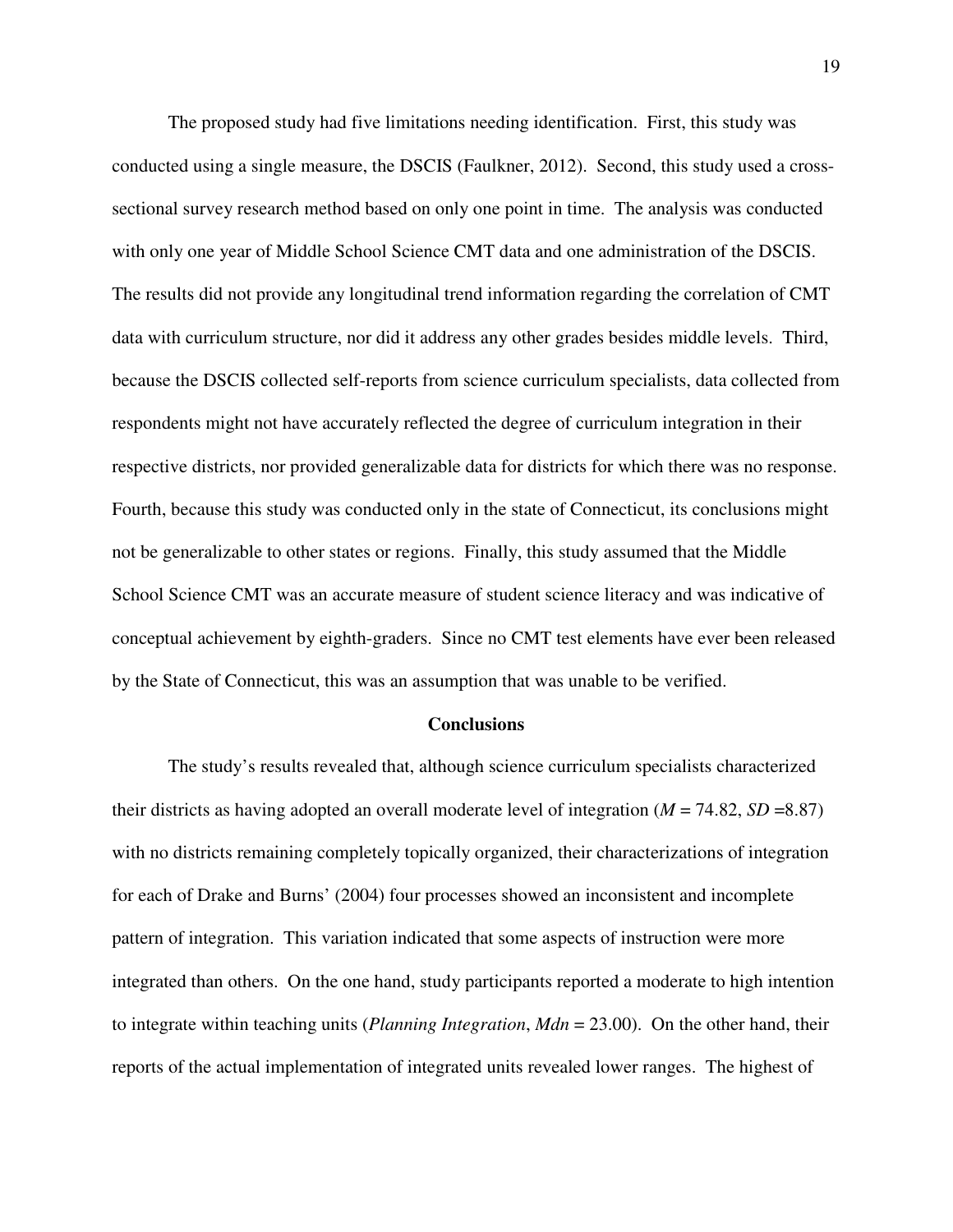The proposed study had five limitations needing identification. First, this study was conducted using a single measure, the DSCIS (Faulkner, 2012). Second, this study used a cross-sectional survey research method based on only one point in time. The analysis was conducted with only one year of Middle School Science CMT data and one administration of the DSCIS. The results did not provide any longitudinal trend information regarding the correlation of CMT data with curriculum structure, nor did it address any other grades besides middle levels. Third, because the DSCIS collected self-reports from science curriculum specialists, data collected from respondents might not have accurately reflected the degree of curriculum integration in their respective districts, nor provided generalizable data for districts for which there was no response. Fourth, because this study was conducted only in the state of Connecticut, its conclusions might not be generalizable to other states or regions. Finally, this study assumed that the Middle School Science CMT was an accurate measure of student science literacy and was indicative of conceptual achievement by eighth-graders. Since no CMT test elements have ever been released by the State of Connecticut, this was an assumption that was unable to be verified.

## Conclusions

The study's results revealed that, although science curriculum specialists characterized their districts as having adopted an overall moderate level of integration ($M$ = 74.82, $SD$ =8.87) with no districts remaining completely topically organized, their characterizations of integration for each of Drake and Burns' (2004) four processes showed an inconsistent and incomplete pattern of integration. This variation indicated that some aspects of instruction were more integrated than others. On the one hand, study participants reported a moderate to high intention to integrate within teaching units (*Planning Integration*, $Mdn$ = 23.00). On the other hand, their reports of the actual implementation of integrated units revealed lower ranges. The highest of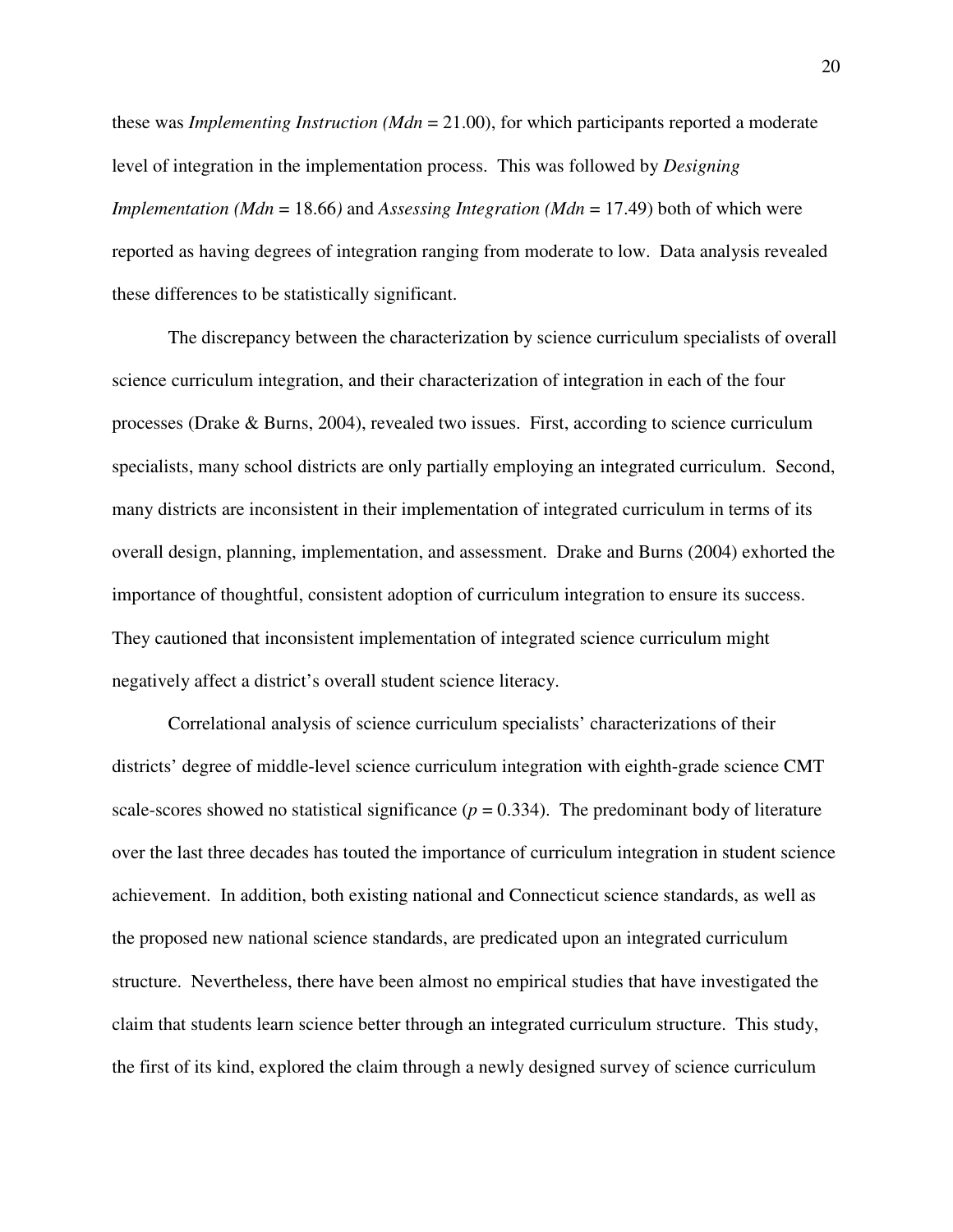these was *Implementing Instruction (Mdn* = 21.00), for which participants reported a moderate level of integration in the implementation process. This was followed by *Designing Implementation (Mdn* = 18.66*)* and *Assessing Integration (Mdn* = 17.49) both of which were reported as having degrees of integration ranging from moderate to low. Data analysis revealed these differences to be statistically significant.

The discrepancy between the characterization by science curriculum specialists of overall science curriculum integration, and their characterization of integration in each of the four processes (Drake & Burns, 2004), revealed two issues. First, according to science curriculum specialists, many school districts are only partially employing an integrated curriculum. Second, many districts are inconsistent in their implementation of integrated curriculum in terms of its overall design, planning, implementation, and assessment. Drake and Burns (2004) exhorted the importance of thoughtful, consistent adoption of curriculum integration to ensure its success. They cautioned that inconsistent implementation of integrated science curriculum might negatively affect a district's overall student science literacy.

Correlational analysis of science curriculum specialists' characterizations of their districts' degree of middle-level science curriculum integration with eighth-grade science CMT scale-scores showed no statistical significance ($p = 0.334$). The predominant body of literature over the last three decades has touted the importance of curriculum integration in student science achievement. In addition, both existing national and Connecticut science standards, as well as the proposed new national science standards, are predicated upon an integrated curriculum structure. Nevertheless, there have been almost no empirical studies that have investigated the claim that students learn science better through an integrated curriculum structure. This study, the first of its kind, explored the claim through a newly designed survey of science curriculum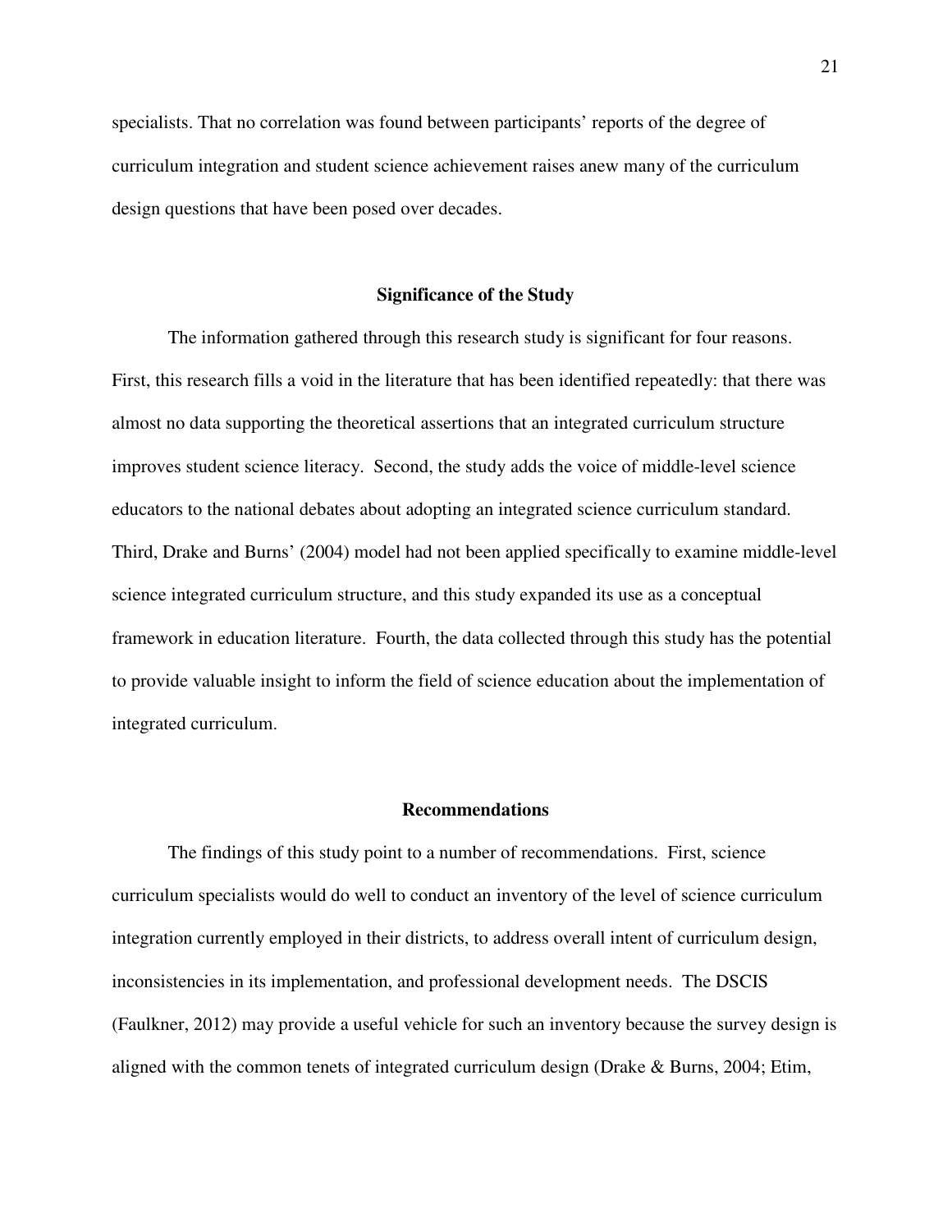specialists. That no correlation was found between participants' reports of the degree of curriculum integration and student science achievement raises anew many of the curriculum design questions that have been posed over decades.

## Significance of the Study

The information gathered through this research study is significant for four reasons. First, this research fills a void in the literature that has been identified repeatedly: that there was almost no data supporting the theoretical assertions that an integrated curriculum structure improves student science literacy. Second, the study adds the voice of middle-level science educators to the national debates about adopting an integrated science curriculum standard. Third, Drake and Burns' (2004) model had not been applied specifically to examine middle-level science integrated curriculum structure, and this study expanded its use as a conceptual framework in education literature. Fourth, the data collected through this study has the potential to provide valuable insight to inform the field of science education about the implementation of integrated curriculum.

## Recommendations

The findings of this study point to a number of recommendations. First, science curriculum specialists would do well to conduct an inventory of the level of science curriculum integration currently employed in their districts, to address overall intent of curriculum design, inconsistencies in its implementation, and professional development needs. The DSCIS (Faulkner, 2012) may provide a useful vehicle for such an inventory because the survey design is aligned with the common tenets of integrated curriculum design (Drake & Burns, 2004; Etim,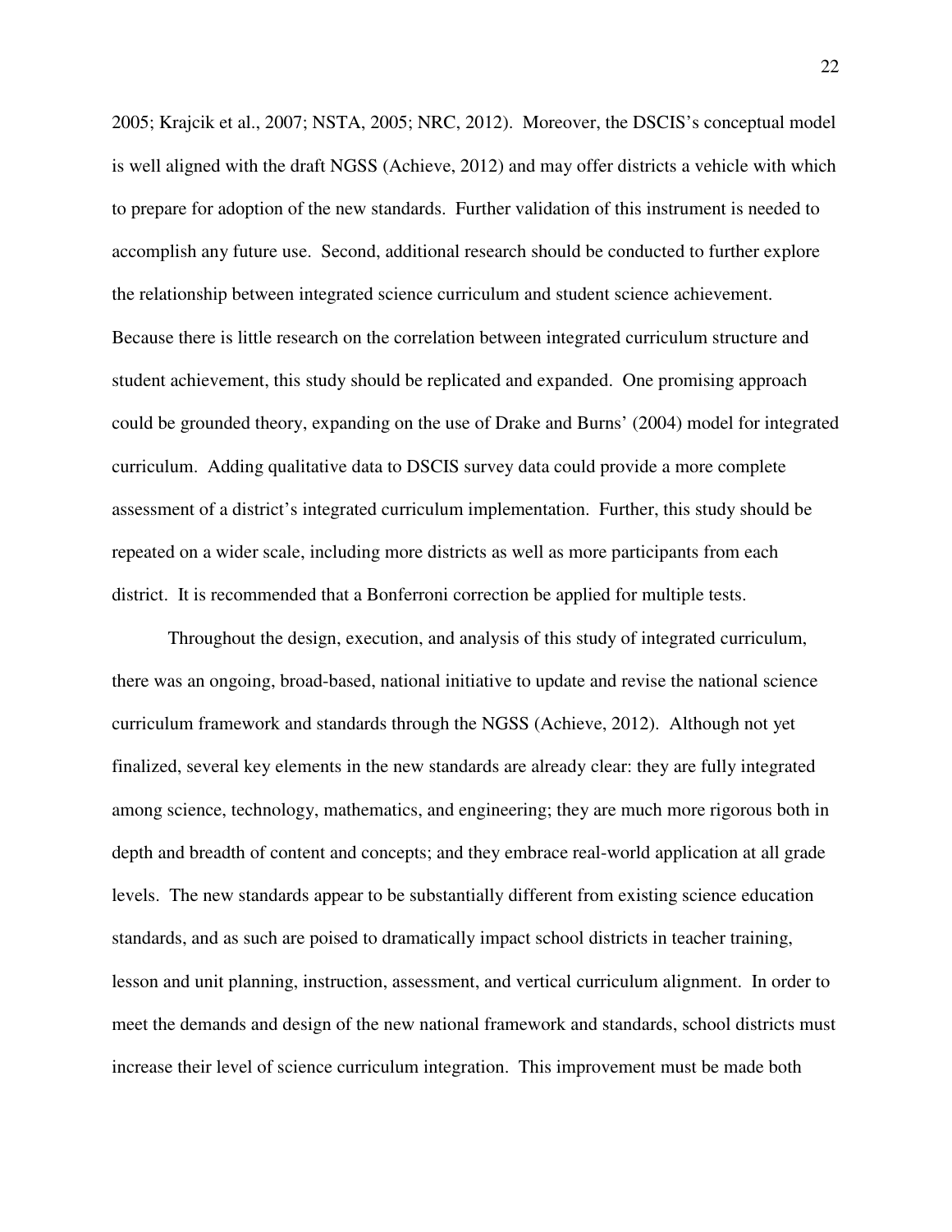2005; Krajcik et al., 2007; NSTA, 2005; NRC, 2012). Moreover, the DSCIS's conceptual model is well aligned with the draft NGSS (Achieve, 2012) and may offer districts a vehicle with which to prepare for adoption of the new standards. Further validation of this instrument is needed to accomplish any future use. Second, additional research should be conducted to further explore the relationship between integrated science curriculum and student science achievement. Because there is little research on the correlation between integrated curriculum structure and student achievement, this study should be replicated and expanded. One promising approach could be grounded theory, expanding on the use of Drake and Burns' (2004) model for integrated curriculum. Adding qualitative data to DSCIS survey data could provide a more complete assessment of a district's integrated curriculum implementation. Further, this study should be repeated on a wider scale, including more districts as well as more participants from each district. It is recommended that a Bonferroni correction be applied for multiple tests.

Throughout the design, execution, and analysis of this study of integrated curriculum, there was an ongoing, broad-based, national initiative to update and revise the national science curriculum framework and standards through the NGSS (Achieve, 2012). Although not yet finalized, several key elements in the new standards are already clear: they are fully integrated among science, technology, mathematics, and engineering; they are much more rigorous both in depth and breadth of content and concepts; and they embrace real-world application at all grade levels. The new standards appear to be substantially different from existing science education standards, and as such are poised to dramatically impact school districts in teacher training, lesson and unit planning, instruction, assessment, and vertical curriculum alignment. In order to meet the demands and design of the new national framework and standards, school districts must increase their level of science curriculum integration. This improvement must be made both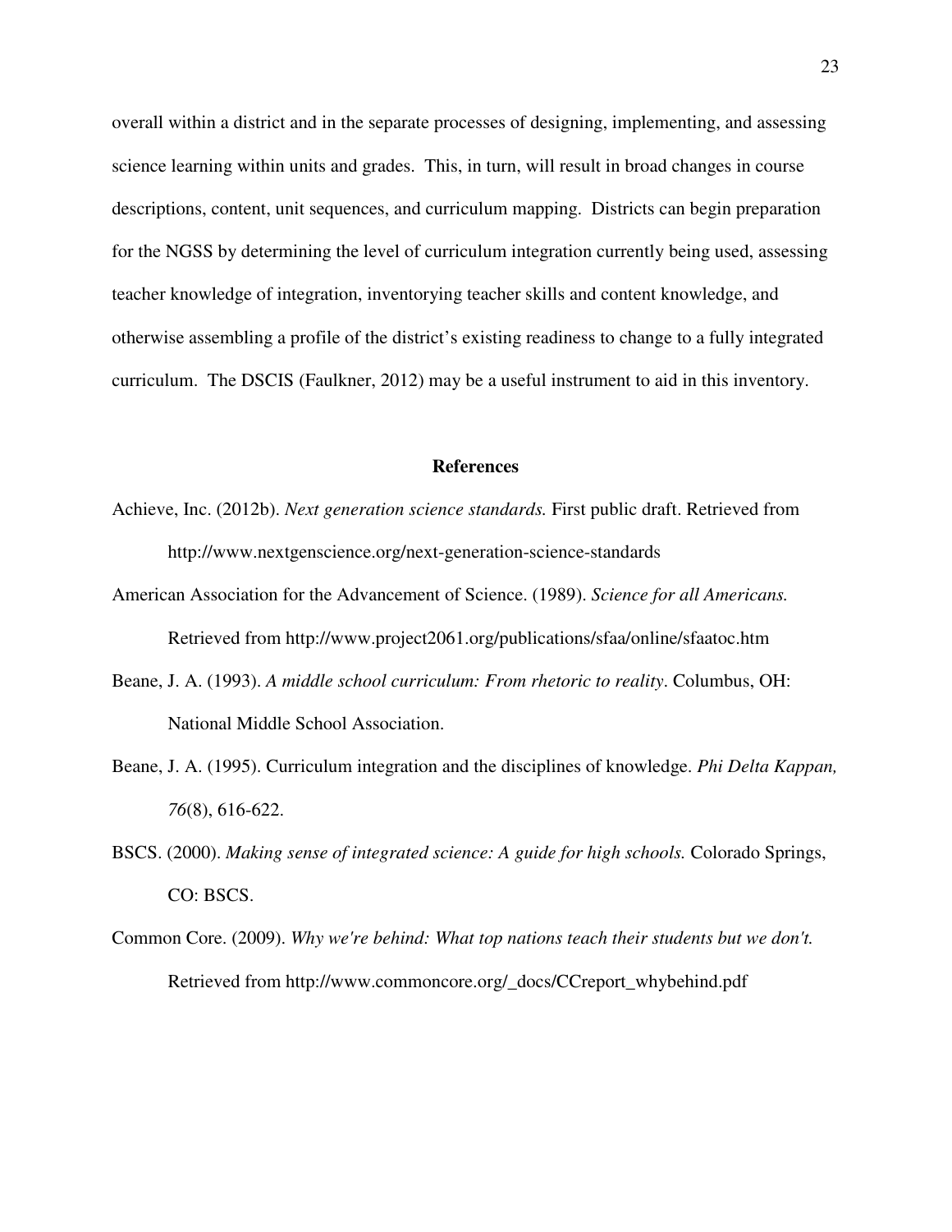overall within a district and in the separate processes of designing, implementing, and assessing science learning within units and grades. This, in turn, will result in broad changes in course descriptions, content, unit sequences, and curriculum mapping. Districts can begin preparation for the NGSS by determining the level of curriculum integration currently being used, assessing teacher knowledge of integration, inventorying teacher skills and content knowledge, and otherwise assembling a profile of the district's existing readiness to change to a fully integrated curriculum. The DSCIS (Faulkner, 2012) may be a useful instrument to aid in this inventory.

## References

Achieve, Inc. (2012b). *Next generation science standards.* First public draft. Retrieved from http://www.nextgenscience.org/next-generation-science-standards

American Association for the Advancement of Science. (1989). *Science for all Americans.* Retrieved from http://www.project2061.org/publications/sfaa/online/sfaatoc.htm

Beane, J. A. (1993). *A middle school curriculum: From rhetoric to reality*. Columbus, OH: National Middle School Association.

Beane, J. A. (1995). Curriculum integration and the disciplines of knowledge. *Phi Delta Kappan, 76*(8), 616-622.

BSCS. (2000). *Making sense of integrated science: A guide for high schools.* Colorado Springs, CO: BSCS.

Common Core. (2009). *Why we're behind: What top nations teach their students but we don't.* Retrieved from http://www.commoncore.org/_docs/CCreport_whybehind.pdf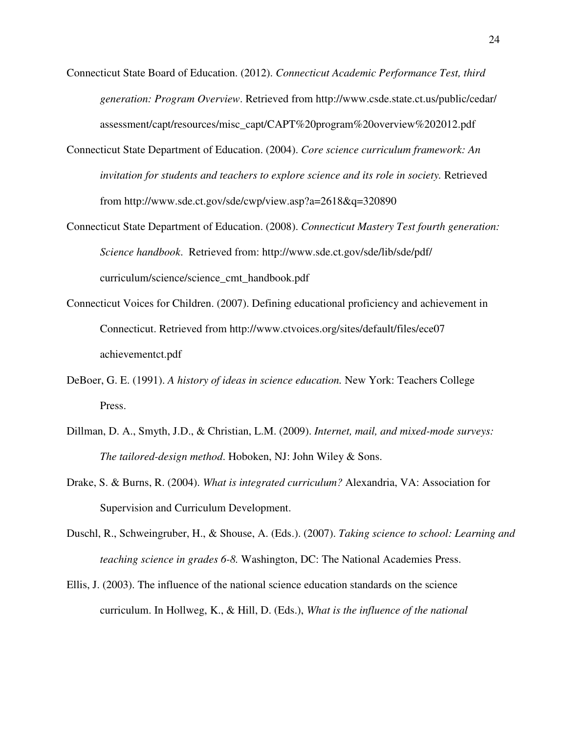Connecticut State Board of Education. (2012). *Connecticut Academic Performance Test, third generation: Program Overview*. Retrieved from http://www.csde.state.ct.us/public/cedar/assessment/capt/resources/misc_capt/CAPT%20program%20overview%202012.pdf

Connecticut State Department of Education. (2004). *Core science curriculum framework: An invitation for students and teachers to explore science and its role in society.* Retrieved from http://www.sde.ct.gov/sde/cwp/view.asp?a=2618&q=320890

Connecticut State Department of Education. (2008). *Connecticut Mastery Test fourth generation: Science handbook*. Retrieved from: http://www.sde.ct.gov/sde/lib/sde/pdf/curriculum/science/science_cmt_handbook.pdf

Connecticut Voices for Children. (2007). Defining educational proficiency and achievement in Connecticut. Retrieved from http://www.ctvoices.org/sites/default/files/ece07 achievementct.pdf

DeBoer, G. E. (1991). *A history of ideas in science education.* New York: Teachers College Press.

Dillman, D. A., Smyth, J.D., & Christian, L.M. (2009). *Internet, mail, and mixed-mode surveys: The tailored-design method*. Hoboken, NJ: John Wiley & Sons.

Drake, S. & Burns, R. (2004). *What is integrated curriculum?* Alexandria, VA: Association for Supervision and Curriculum Development.

Duschl, R., Schweingruber, H., & Shouse, A. (Eds.). (2007). *Taking science to school: Learning and teaching science in grades 6-8.* Washington, DC: The National Academies Press.

Ellis, J. (2003). The influence of the national science education standards on the science curriculum. In Hollweg, K., & Hill, D. (Eds.), *What is the influence of the national*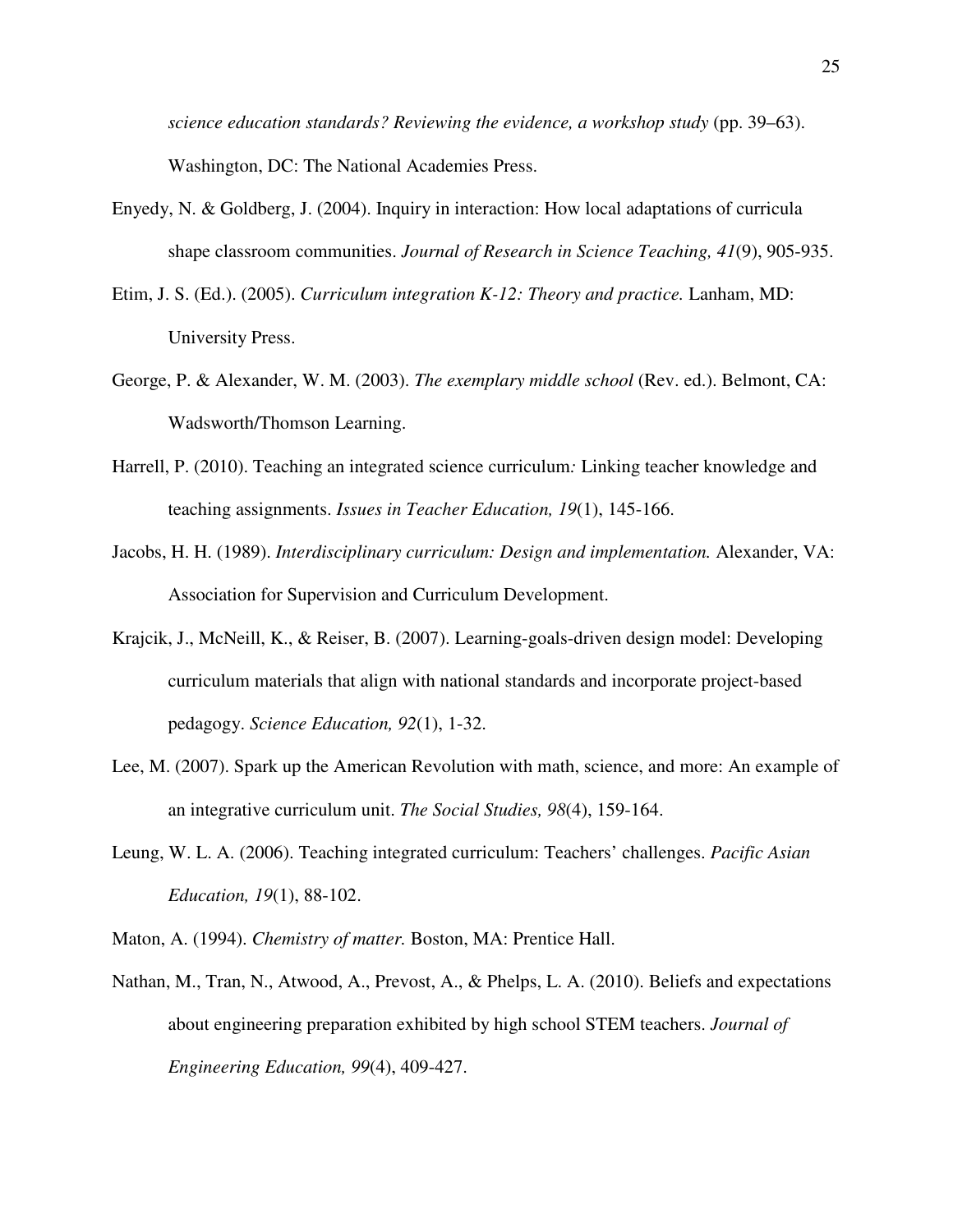*science education standards? Reviewing the evidence, a workshop study* (pp. 39–63). Washington, DC: The National Academies Press.

Enyedy, N. & Goldberg, J. (2004). Inquiry in interaction: How local adaptations of curricula shape classroom communities. *Journal of Research in Science Teaching, 41*(9), 905-935.

Etim, J. S. (Ed.). (2005). *Curriculum integration K-12: Theory and practice.* Lanham, MD: University Press.

George, P. & Alexander, W. M. (2003). *The exemplary middle school* (Rev. ed.). Belmont, CA: Wadsworth/Thomson Learning.

Harrell, P. (2010). Teaching an integrated science curriculum*:* Linking teacher knowledge and teaching assignments. *Issues in Teacher Education, 19*(1), 145-166.

Jacobs, H. H. (1989). *Interdisciplinary curriculum: Design and implementation.* Alexander, VA: Association for Supervision and Curriculum Development.

Krajcik, J., McNeill, K., & Reiser, B. (2007). Learning-goals-driven design model: Developing curriculum materials that align with national standards and incorporate project-based pedagogy. *Science Education, 92*(1), 1-32.

Lee, M. (2007). Spark up the American Revolution with math, science, and more: An example of an integrative curriculum unit. *The Social Studies, 98*(4), 159-164.

Leung, W. L. A. (2006). Teaching integrated curriculum: Teachers' challenges. *Pacific Asian Education, 19*(1), 88-102.

Maton, A. (1994). *Chemistry of matter.* Boston, MA: Prentice Hall.

Nathan, M., Tran, N., Atwood, A., Prevost, A., & Phelps, L. A. (2010). Beliefs and expectations about engineering preparation exhibited by high school STEM teachers. *Journal of Engineering Education, 99*(4), 409-427.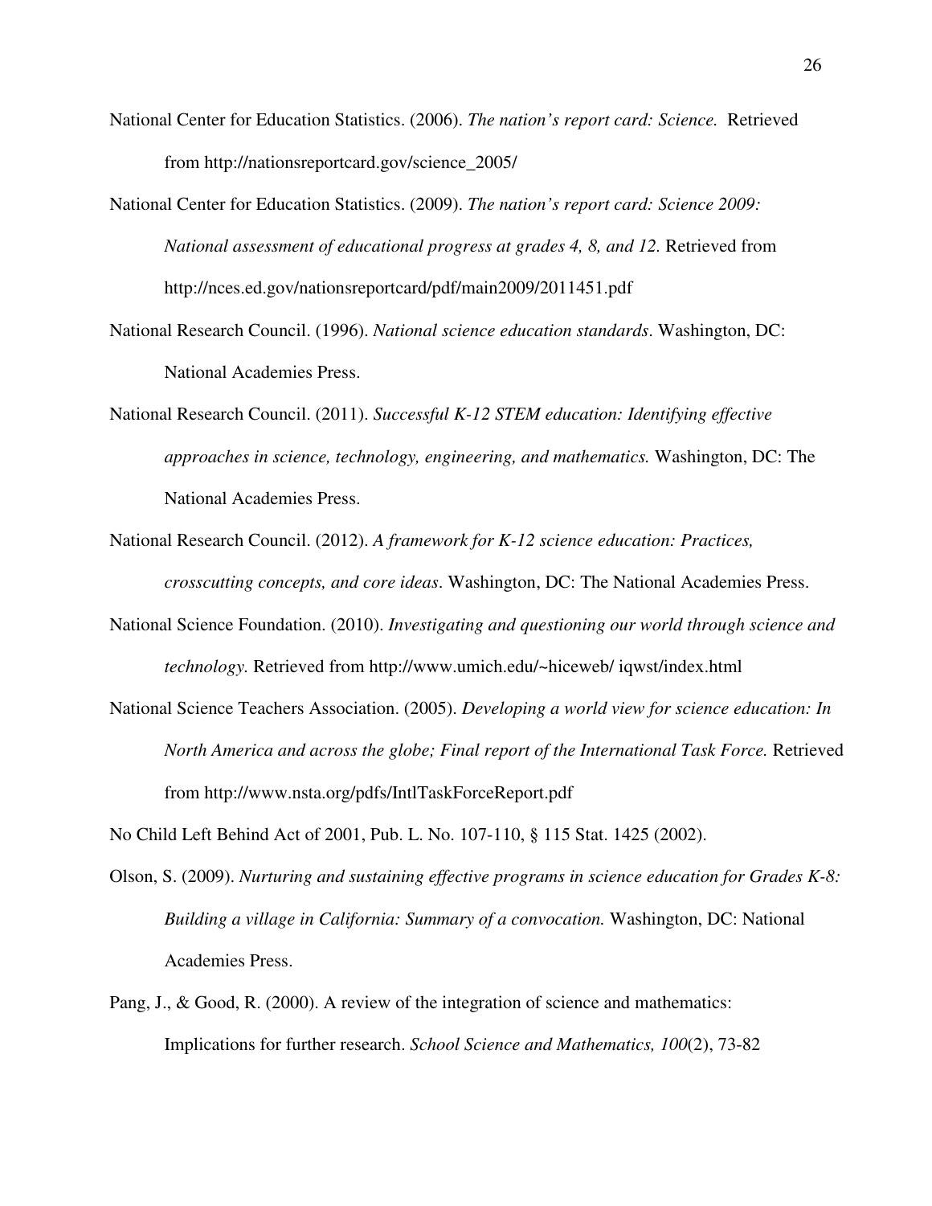National Center for Education Statistics. (2006). *The nation's report card: Science.* Retrieved from http://nationsreportcard.gov/science_2005/

National Center for Education Statistics. (2009). *The nation's report card: Science 2009: National assessment of educational progress at grades 4, 8, and 12.* Retrieved from http://nces.ed.gov/nationsreportcard/pdf/main2009/2011451.pdf

National Research Council. (1996). *National science education standards*. Washington, DC: National Academies Press.

National Research Council. (2011). *Successful K-12 STEM education: Identifying effective approaches in science, technology, engineering, and mathematics.* Washington, DC: The National Academies Press.

National Research Council. (2012). *A framework for K-12 science education: Practices, crosscutting concepts, and core ideas*. Washington, DC: The National Academies Press.

National Science Foundation. (2010). *Investigating and questioning our world through science and technology.* Retrieved from http://www.umich.edu/~hiceweb/ iqwst/index.html

National Science Teachers Association. (2005). *Developing a world view for science education: In North America and across the globe; Final report of the International Task Force.* Retrieved from http://www.nsta.org/pdfs/IntlTaskForceReport.pdf

No Child Left Behind Act of 2001, Pub. L. No. 107-110, § 115 Stat. 1425 (2002).

Olson, S. (2009). *Nurturing and sustaining effective programs in science education for Grades K-8: Building a village in California: Summary of a convocation.* Washington, DC: National Academies Press.

Pang, J., & Good, R. (2000). A review of the integration of science and mathematics: Implications for further research. *School Science and Mathematics, 100*(2), 73-82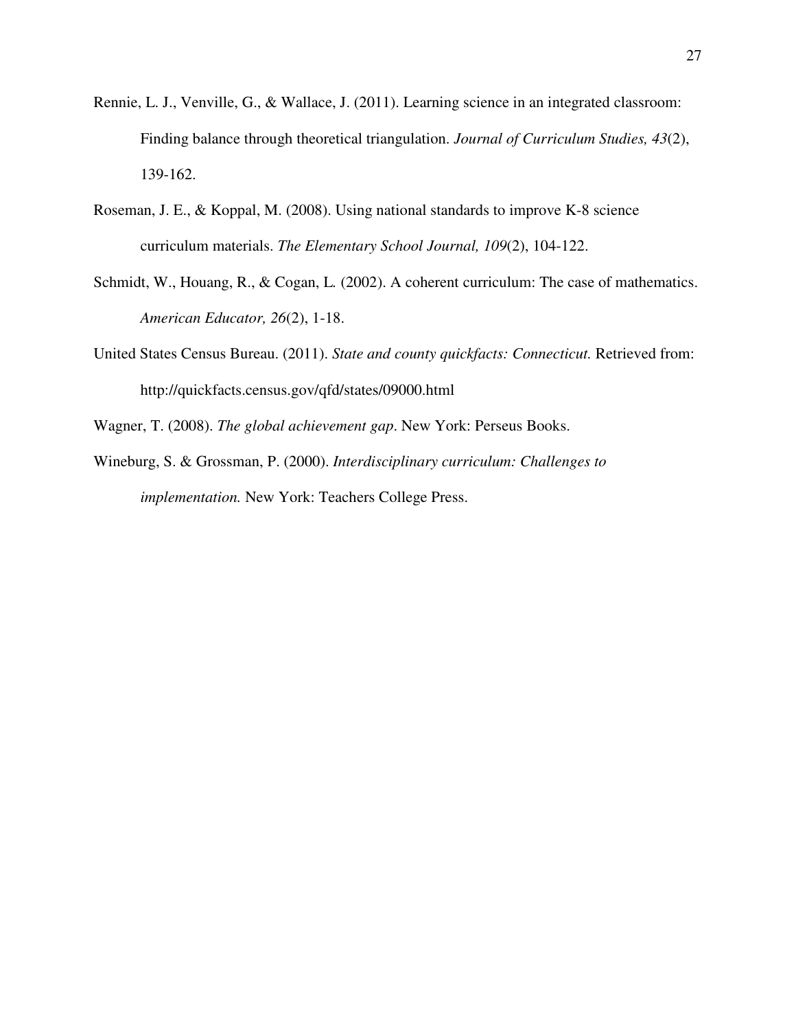Rennie, L. J., Venville, G., & Wallace, J. (2011). Learning science in an integrated classroom: Finding balance through theoretical triangulation. *Journal of Curriculum Studies, 43*(2), 139-162.

Roseman, J. E., & Koppal, M. (2008). Using national standards to improve K-8 science curriculum materials. *The Elementary School Journal, 109*(2), 104-122.

Schmidt, W., Houang, R., & Cogan, L. (2002). A coherent curriculum: The case of mathematics. *American Educator, 26*(2), 1-18.

United States Census Bureau. (2011). *State and county quickfacts: Connecticut.* Retrieved from: http://quickfacts.census.gov/qfd/states/09000.html

Wagner, T. (2008). *The global achievement gap*. New York: Perseus Books.

Wineburg, S. & Grossman, P. (2000). *Interdisciplinary curriculum: Challenges to implementation.* New York: Teachers College Press.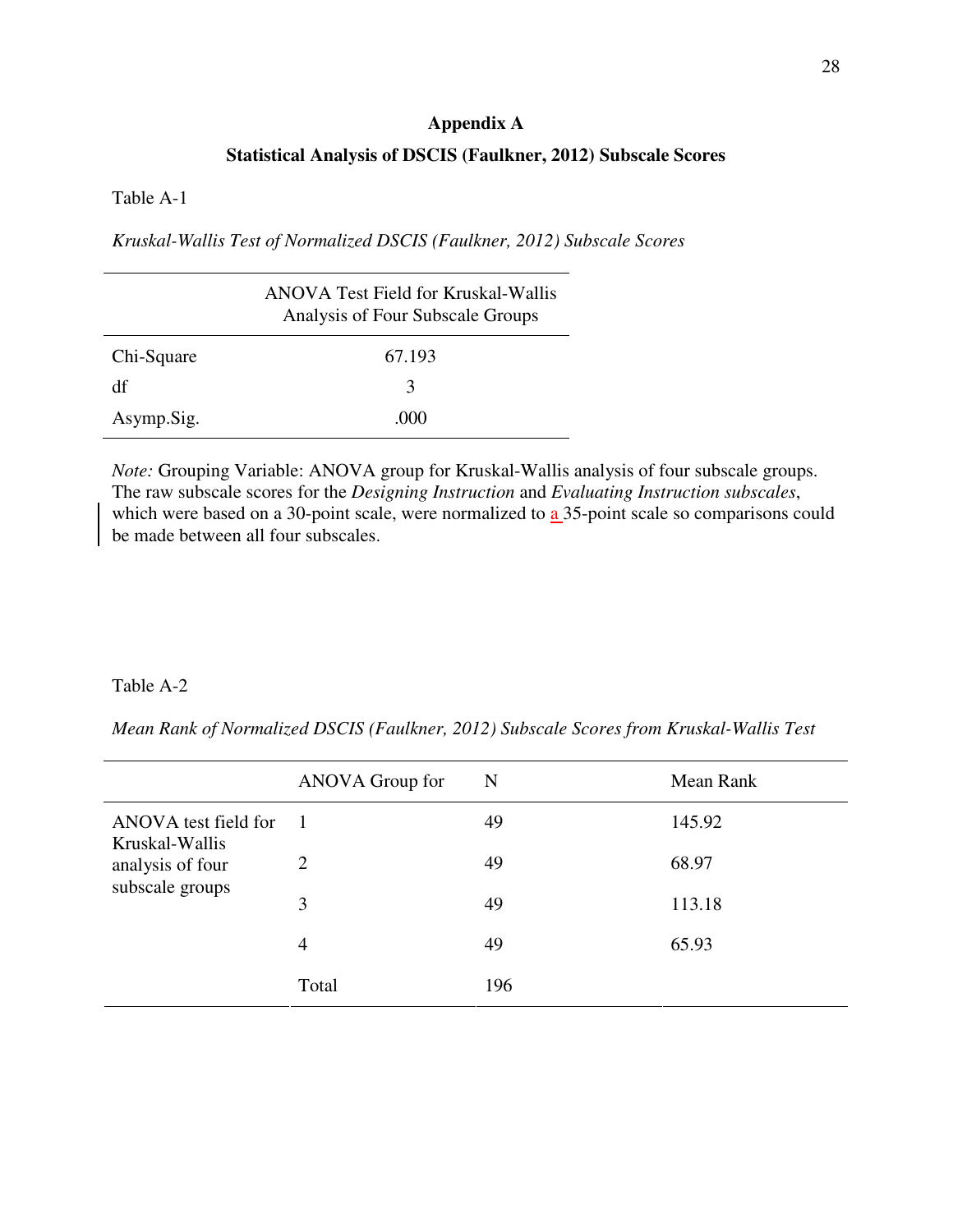# Appendix A

## Statistical Analysis of DSCIS (Faulkner, 2012) Subscale Scores

Table A-1

*Kruskal-Wallis Test of Normalized DSCIS (Faulkner, 2012) Subscale Scores*

| | ANOVA Test Field for Kruskal-Wallis Analysis of Four Subscale Groups |
|---|---|
| Chi-Square | 67.193 |
| df | 3 |
| Asymp.Sig. | .000 |

*Note:* Grouping Variable: ANOVA group for Kruskal-Wallis analysis of four subscale groups. The raw subscale scores for the *Designing Instruction* and *Evaluating Instruction subscales*, which were based on a 30-point scale, were normalized to a 35-point scale so comparisons could be made between all four subscales.

Table A-2

*Mean Rank of Normalized DSCIS (Faulkner, 2012) Subscale Scores from Kruskal-Wallis Test*

| | ANOVA Group for | N | Mean Rank |
|---|---|---|---|
| ANOVA test field for Kruskal-Wallis analysis of four subscale groups | 1 | 49 | 145.92 |
| | 2 | 49 | 68.97 |
| | 3 | 49 | 113.18 |
| | 4 | 49 | 65.93 |
| | Total | 196 | |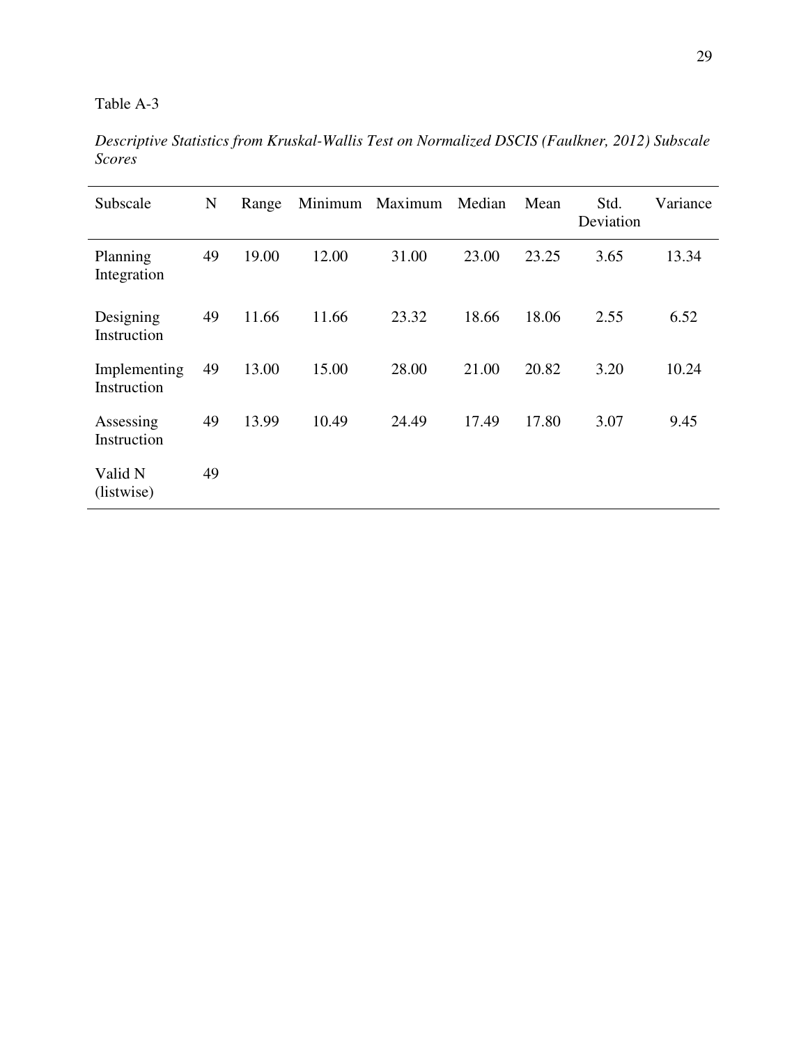Table A-3

*Descriptive Statistics from Kruskal-Wallis Test on Normalized DSCIS (Faulkner, 2012) Subscale Scores*

| Subscale | N | Range | Minimum | Maximum | Median | Mean | Std. Deviation | Variance |
|---|---|---|---|---|---|---|---|---|
| Planning Integration | 49 | 19.00 | 12.00 | 31.00 | 23.00 | 23.25 | 3.65 | 13.34 |
| Designing Instruction | 49 | 11.66 | 11.66 | 23.32 | 18.66 | 18.06 | 2.55 | 6.52 |
| Implementing Instruction | 49 | 13.00 | 15.00 | 28.00 | 21.00 | 20.82 | 3.20 | 10.24 |
| Assessing Instruction | 49 | 13.99 | 10.49 | 24.49 | 17.49 | 17.80 | 3.07 | 9.45 |
| Valid N (listwise) | 49 | | | | | | | |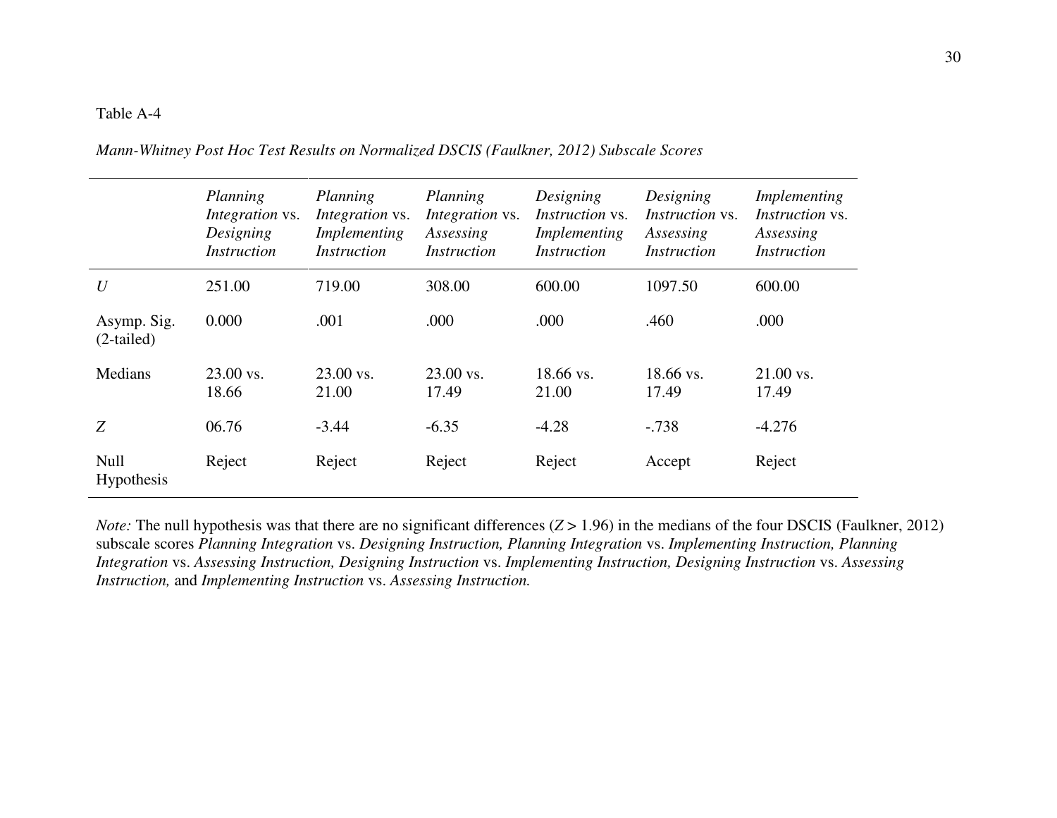Table A-4

*Mann-Whitney Post Hoc Test Results on Normalized DSCIS (Faulkner, 2012) Subscale Scores*

| | *Planning Integration* vs. *Designing Instruction* | *Planning Integration* vs. *Implementing Instruction* | *Planning Integration* vs. *Assessing Instruction* | *Designing Instruction* vs. *Implementing Instruction* | *Designing Instruction* vs. *Assessing Instruction* | *Implementing Instruction* vs. *Assessing Instruction* |
|---|---|---|---|---|---|---|
| $U$ | 251.00 | 719.00 | 308.00 | 600.00 | 1097.50 | 600.00 |
| Asymp. Sig. (2-tailed) | 0.000 | .001 | .000 | .000 | .460 | .000 |
| Medians | 23.00 vs. 18.66 | 23.00 vs. 21.00 | 23.00 vs. 17.49 | 18.66 vs. 21.00 | 18.66 vs. 17.49 | 21.00 vs. 17.49 |
| $Z$ | 06.76 | -3.44 | -6.35 | -4.28 | -.738 | -4.276 |
| Null Hypothesis | Reject | Reject | Reject | Reject | Accept | Reject |

*Note:* The null hypothesis was that there are no significant differences ($Z > 1.96$) in the medians of the four DSCIS (Faulkner, 2012) subscale scores *Planning Integration* vs. *Designing Instruction, Planning Integration* vs. *Implementing Instruction, Planning Integration* vs. *Assessing Instruction, Designing Instruction* vs. *Implementing Instruction, Designing Instruction* vs. *Assessing Instruction,* and *Implementing Instruction* vs. *Assessing Instruction.*